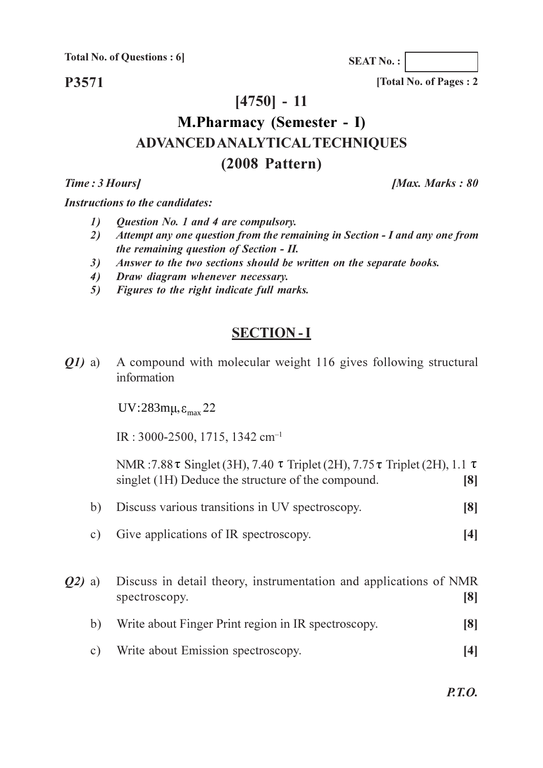**Total No. of Questions : 6]**

**SEAT No. :**

**P3571**

**[Total No. of Pages : 2**

# [4750] - 11

# M.Pharmacy (Semester - I)

## ADVANCED ANALYTICAL TECHNIQUES

## (2008 Pattern)

***Time : 3 Hours]*** ***[Max. Marks : 80***

***Instructions to the candidates:***

1) *Question No. 1 and 4 are compulsory.*
2) *Attempt any one question from the remaining in Section - I and any one from the remaining question of Section - II.*
3) *Answer to the two sections should be written on the separate books.*
4) *Draw diagram whenever necessary.*
5) *Figures to the right indicate full marks.*

## SECTION - I

***Q1)*** a) A compound with molecular weight 116 gives following structural information

UV: $283 m\mu, \varepsilon_{max}$ 22

IR : 3000-2500, 1715, 1342 $cm^{-1}$

NMR : 7.88 $\tau$ Singlet (3H), 7.40 $\tau$ Triplet (2H), 7.75 $\tau$ Triplet (2H), 1.1 $\tau$ singlet (1H) Deduce the structure of the compound. **[8]**

b) Discuss various transitions in UV spectroscopy. **[8]**

c) Give applications of IR spectroscopy. **[4]**

***Q2)*** a) Discuss in detail theory, instrumentation and applications of NMR spectroscopy. **[8]**

b) Write about Finger Print region in IR spectroscopy. **[8]**

c) Write about Emission spectroscopy. **[4]**

***P.T.O.***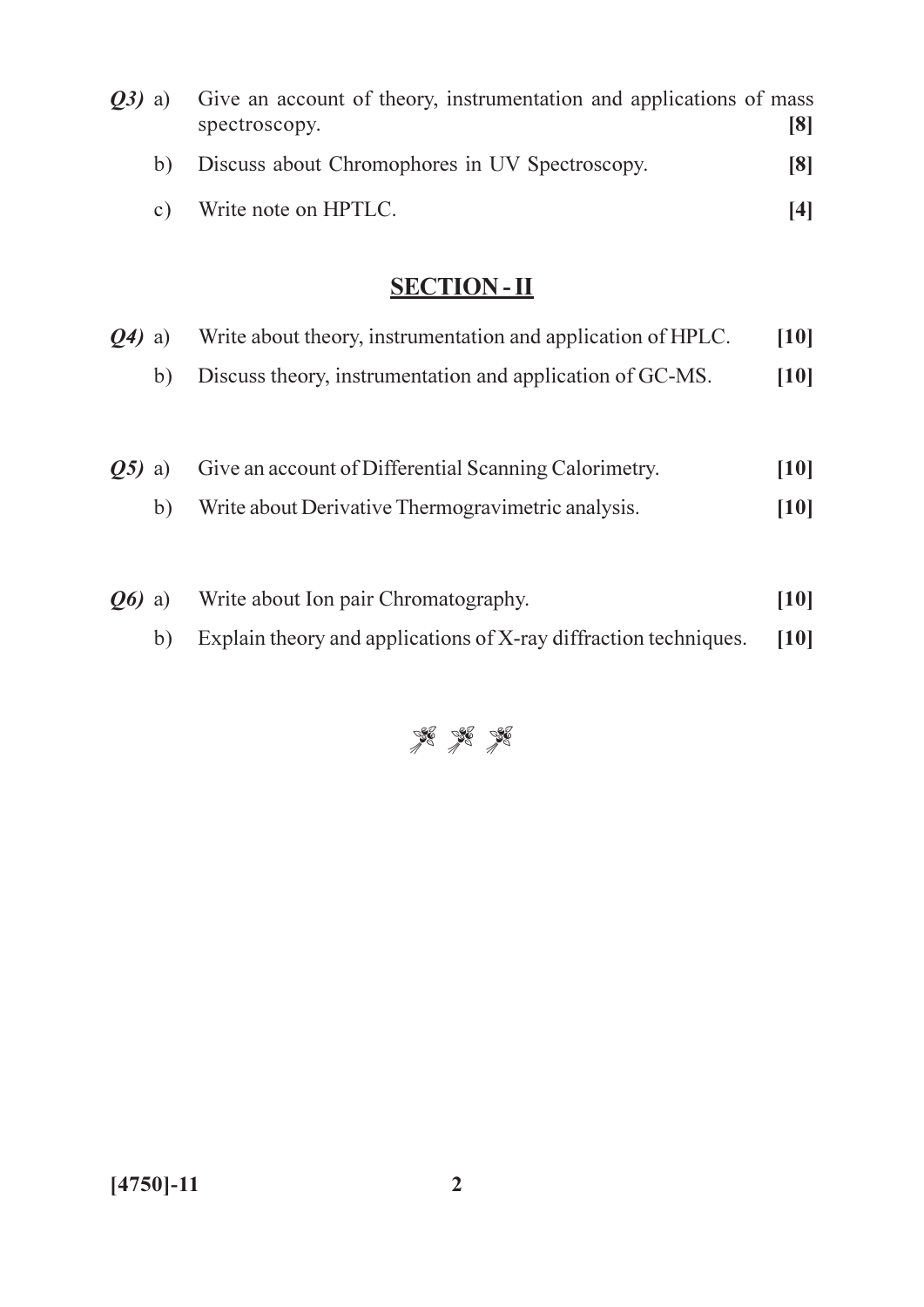*Q3)* a) Give an account of theory, instrumentation and applications of mass spectroscopy. **[8]**

b) Discuss about Chromophores in UV Spectroscopy. **[8]**

c) Write note on HPTLC. **[4]**

## SECTION - II

*Q4)* a) Write about theory, instrumentation and application of HPLC. **[10]**

b) Discuss theory, instrumentation and application of GC-MS. **[10]**

*Q5)* a) Give an account of Differential Scanning Calorimetry. **[10]**

b) Write about Derivative Thermogravimetric analysis. **[10]**

*Q6)* a) Write about Ion pair Chromatography. **[10]**

b) Explain theory and applications of X-ray diffraction techniques. **[10]**

❀ ❀ ❀

**[4750]-11**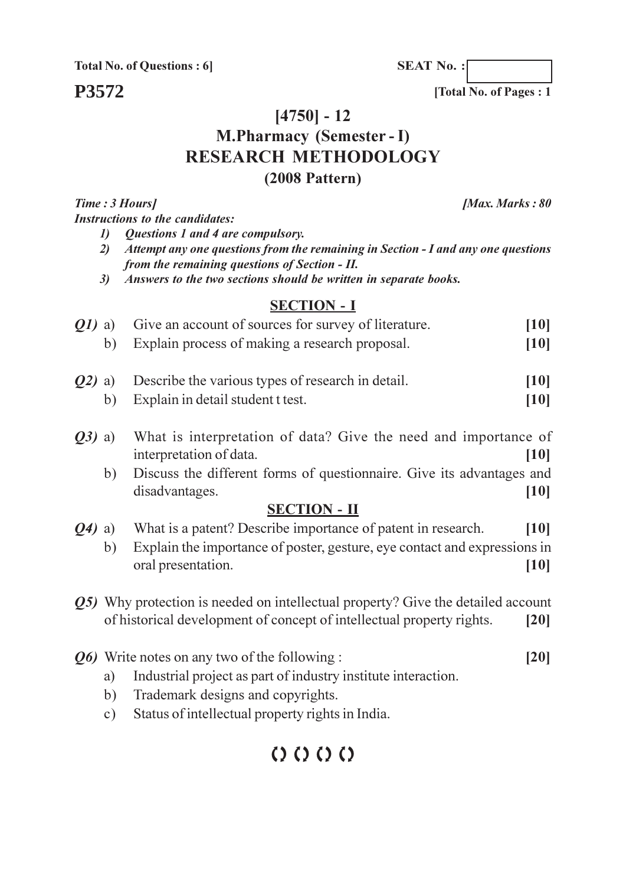**Total No. of Questions : 6]**

**SEAT No. :**

**P3572**

**[Total No. of Pages : 1**

# [4750] - 12

## M.Pharmacy (Semester - I)

## RESEARCH METHODOLOGY

### (2008 Pattern)

***Time : 3 Hours]*** ***[Max. Marks : 80***

***Instructions to the candidates:***

1) ***Questions 1 and 4 are compulsory.***
2) ***Attempt any one questions from the remaining in Section - I and any one questions from the remaining questions of Section - II.***
3) ***Answers to the two sections should be written in separate books.***

## SECTION - I

***Q1)*** a) Give an account of sources for survey of literature. **[10]**

b) Explain process of making a research proposal. **[10]**

***Q2)*** a) Describe the various types of research in detail. **[10]**

b) Explain in detail student t test. **[10]**

***Q3)*** a) What is interpretation of data? Give the need and importance of interpretation of data. **[10]**

b) Discuss the different forms of questionnaire. Give its advantages and disadvantages. **[10]**

## SECTION - II

***Q4)*** a) What is a patent? Describe importance of patent in research. **[10]**

b) Explain the importance of poster, gesture, eye contact and expressions in oral presentation. **[10]**

***Q5)*** Why protection is needed on intellectual property? Give the detailed account of historical development of concept of intellectual property rights. **[20]**

***Q6)*** Write notes on any two of the following : **[20]**

a) Industrial project as part of industry institute interaction.

b) Trademark designs and copyrights.

c) Status of intellectual property rights in India.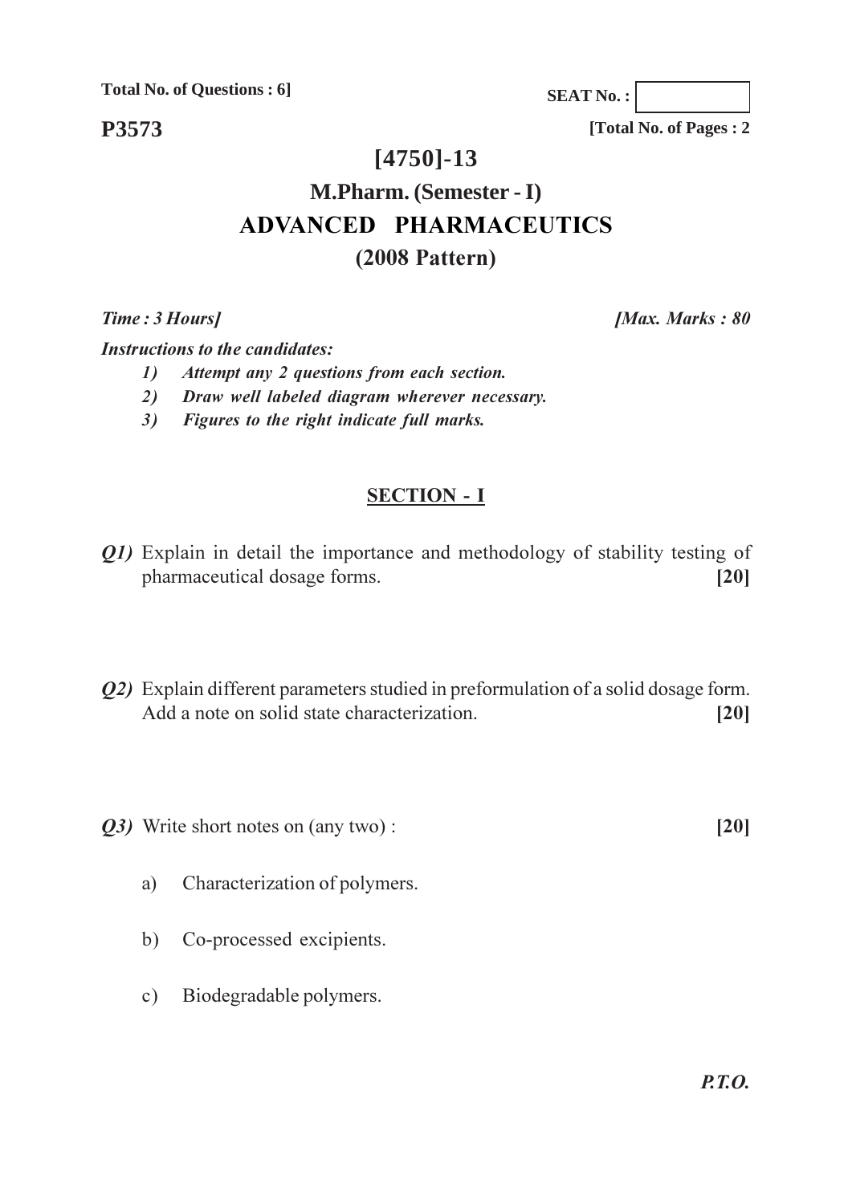Total No. of Questions : 6]

SEAT No. :

**P3573**

[Total No. of Pages : 2

# [4750]-13

## M.Pharm. (Semester - I)

## ADVANCED PHARMACEUTICS

## (2008 Pattern)

*Time : 3 Hours]* *[Max. Marks : 80*

*Instructions to the candidates:*

1) *Attempt any 2 questions from each section.*
2) *Draw well labeled diagram wherever necessary.*
3) *Figures to the right indicate full marks.*

### SECTION - I

***Q1)*** Explain in detail the importance and methodology of stability testing of pharmaceutical dosage forms. **[20]**

***Q2)*** Explain different parameters studied in preformulation of a solid dosage form. Add a note on solid state characterization. **[20]**

***Q3)*** Write short notes on (any two) : **[20]**

a) Characterization of polymers.

b) Co-processed excipients.

c) Biodegradable polymers.

***P.T.O.***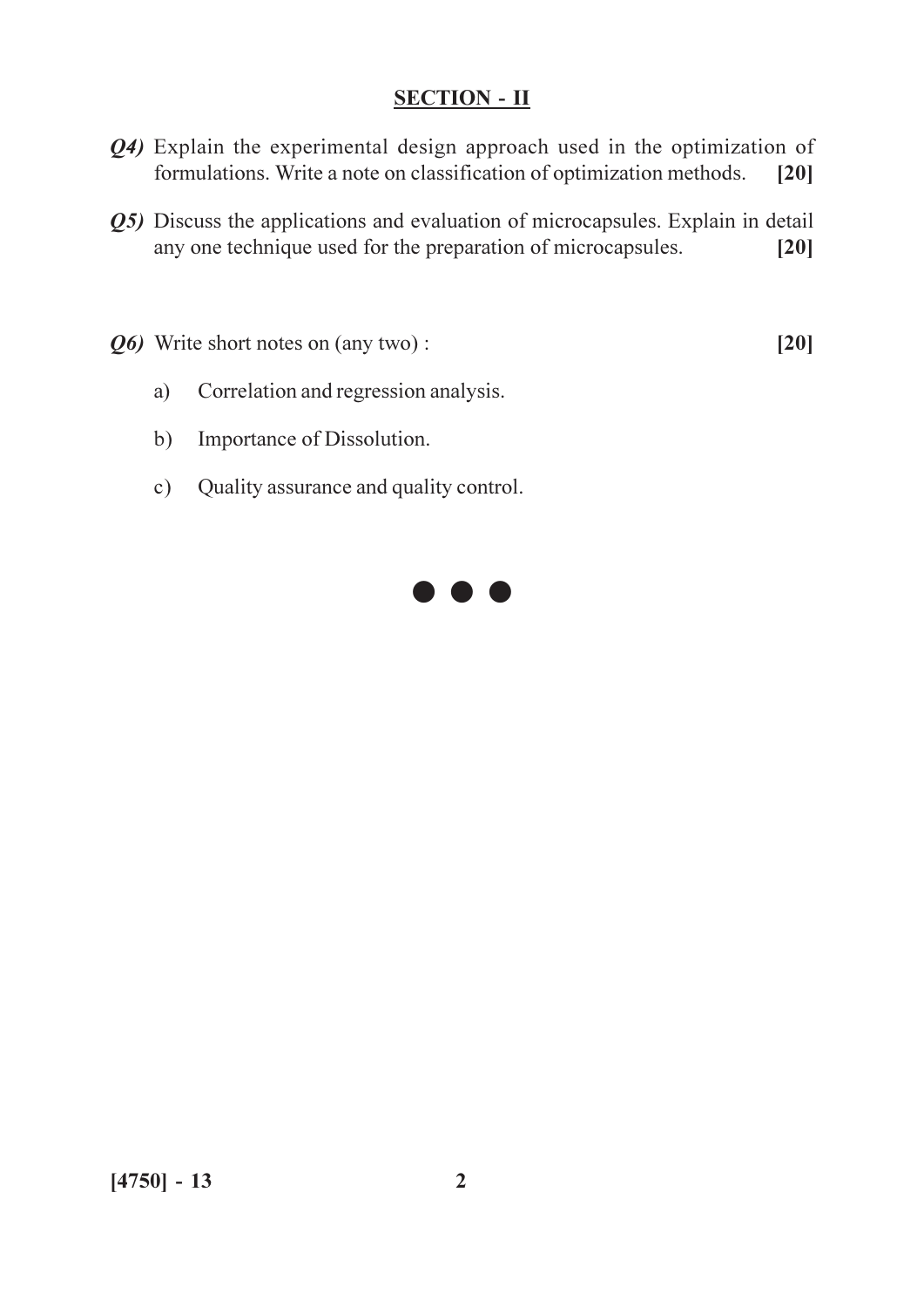## SECTION - II

***Q4)*** Explain the experimental design approach used in the optimization of formulations. Write a note on classification of optimization methods. **[20]**

***Q5)*** Discuss the applications and evaluation of microcapsules. Explain in detail any one technique used for the preparation of microcapsules. **[20]**

***Q6)*** Write short notes on (any two) : **[20]**

a) Correlation and regression analysis.

b) Importance of Dissolution.

c) Quality assurance and quality control.

● ● ●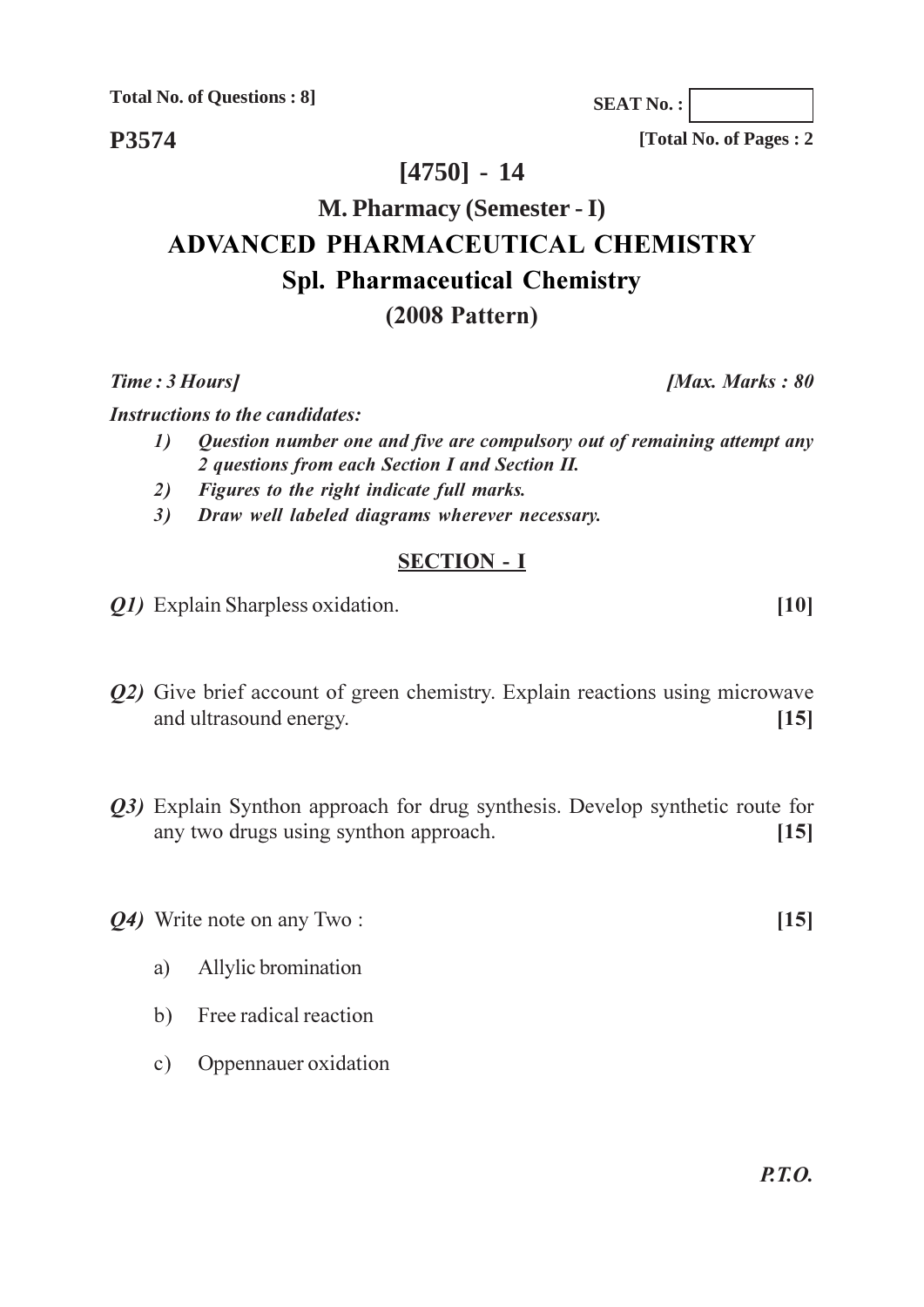**Total No. of Questions : 8]**

**SEAT No. :**

**P3574**

**[Total No. of Pages : 2**

# [4750] - 14

## M. Pharmacy (Semester - I)

## ADVANCED PHARMACEUTICAL CHEMISTRY

## Spl. Pharmaceutical Chemistry

## (2008 Pattern)

***Time : 3 Hours]*** ***[Max. Marks : 80***

***Instructions to the candidates:***

1) ***Question number one and five are compulsory out of remaining attempt any 2 questions from each Section I and Section II.***
2) ***Figures to the right indicate full marks.***
3) ***Draw well labeled diagrams wherever necessary.***

## SECTION - I

***Q1)*** Explain Sharpless oxidation. **[10]**

***Q2)*** Give brief account of green chemistry. Explain reactions using microwave and ultrasound energy. **[15]**

***Q3)*** Explain Synthon approach for drug synthesis. Develop synthetic route for any two drugs using synthon approach. **[15]**

***Q4)*** Write note on any Two : **[15]**

a) Allylic bromination

b) Free radical reaction

c) Oppennauer oxidation

***P.T.O.***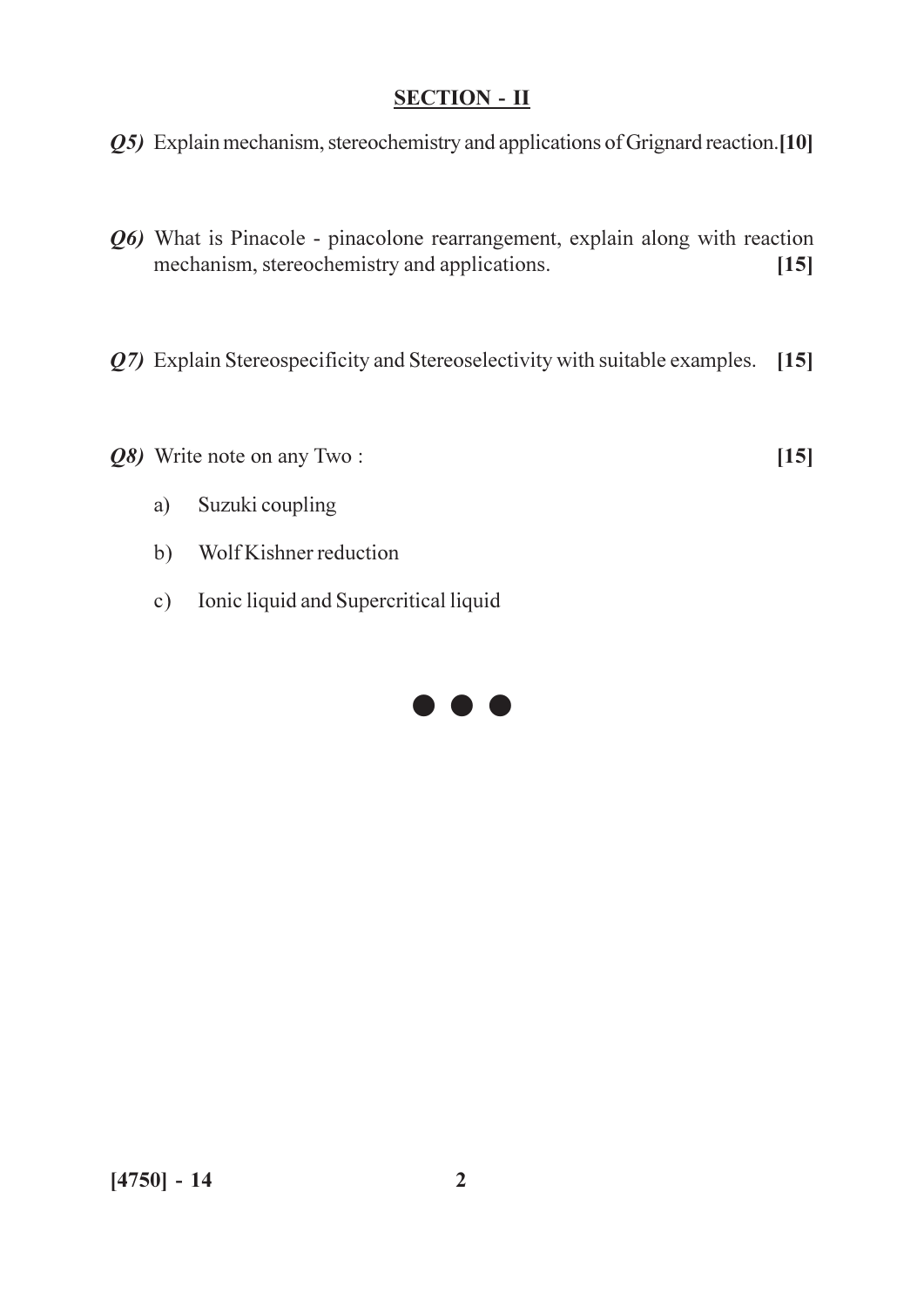## SECTION - II

***Q5)*** Explain mechanism, stereochemistry and applications of Grignard reaction. **[10]**

***Q6)*** What is Pinacole - pinacolone rearrangement, explain along with reaction mechanism, stereochemistry and applications. **[15]**

***Q7)*** Explain Stereospecificity and Stereoselectivity with suitable examples. **[15]**

***Q8)*** Write note on any Two : **[15]**

a) Suzuki coupling

b) Wolf Kishner reduction

c) Ionic liquid and Supercritical liquid

● ● ●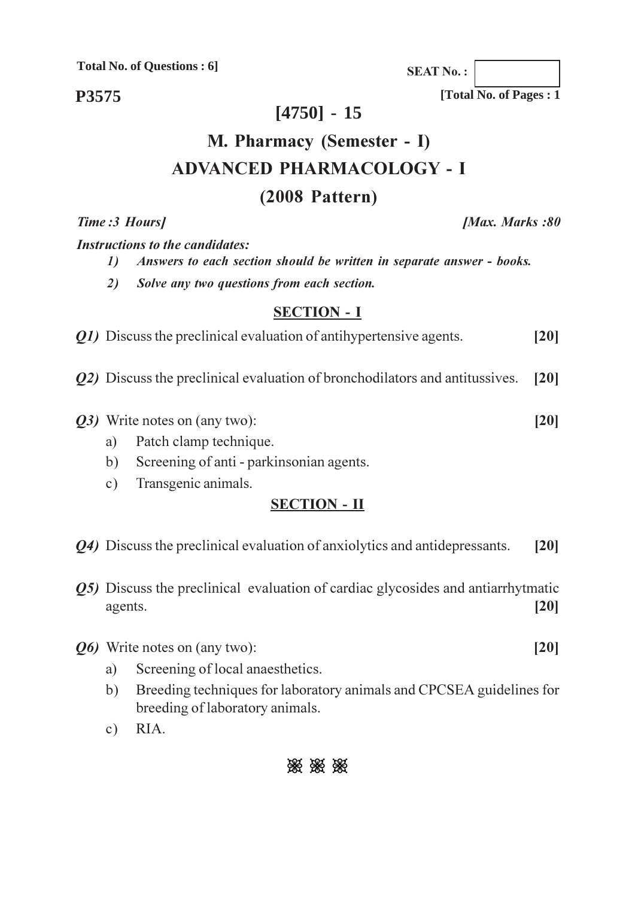Total No. of Questions : 6]

SEAT No. :

**P3575**

[Total No. of Pages : 1

# [4750] - 15

## M. Pharmacy (Semester - I)

## ADVANCED PHARMACOLOGY - I

## (2008 Pattern)

*Time :3 Hours]* *[Max. Marks :80*

***Instructions to the candidates:***

1) ***Answers to each section should be written in separate answer - books.***
2) ***Solve any two questions from each section.***

### SECTION - I

***Q1)*** Discuss the preclinical evaluation of antihypertensive agents. **[20]**

***Q2)*** Discuss the preclinical evaluation of bronchodilators and antitussives. **[20]**

***Q3)*** Write notes on (any two): **[20]**

a) Patch clamp technique.

b) Screening of anti - parkinsonian agents.

c) Transgenic animals.

### SECTION - II

***Q4)*** Discuss the preclinical evaluation of anxiolytics and antidepressants. **[20]**

***Q5)*** Discuss the preclinical evaluation of cardiac glycosides and antiarrhytmatic agents. **[20]**

***Q6)*** Write notes on (any two): **[20]**

a) Screening of local anaesthetics.

b) Breeding techniques for laboratory animals and CPCSEA guidelines for breeding of laboratory animals.

c) RIA.

❀ ❀ ❀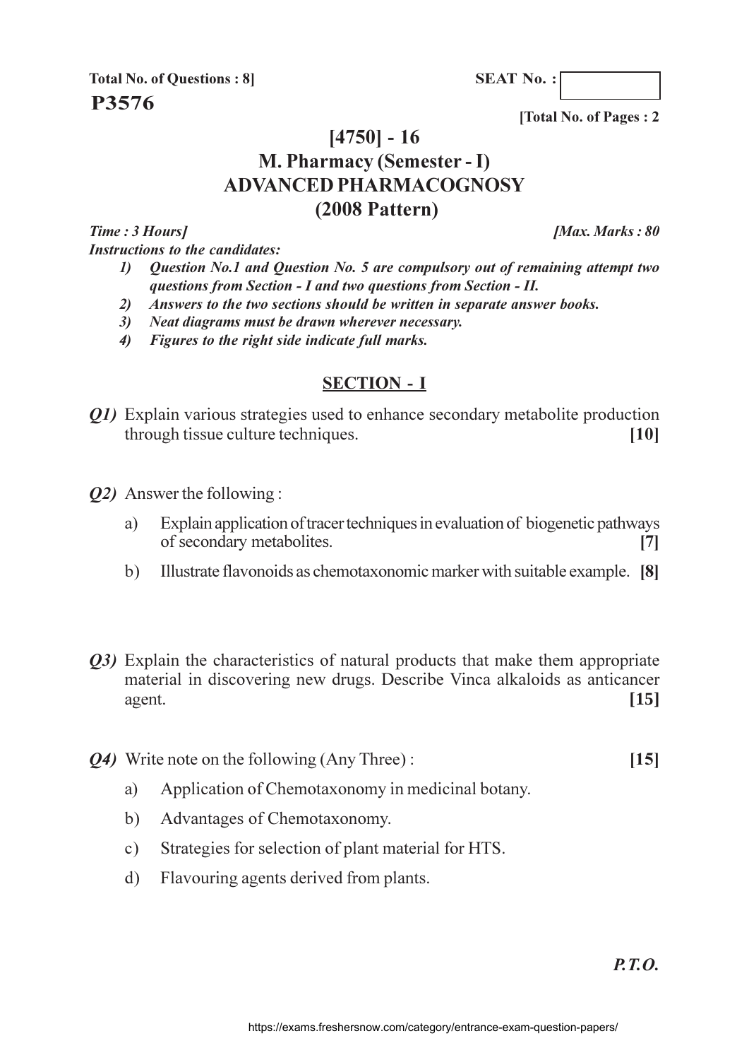Total No. of Questions : 8]

SEAT No. :

**P3576**

[Total No. of Pages : 2

# [4750] - 16

# M. Pharmacy (Semester - I)

# ADVANCED PHARMACOGNOSY

# (2008 Pattern)

*Time : 3 Hours]* *[Max. Marks : 80*

***Instructions to the candidates:***

1) *Question No.1 and Question No. 5 are compulsory out of remaining attempt two questions from Section - I and two questions from Section - II.*
2) *Answers to the two sections should be written in separate answer books.*
3) *Neat diagrams must be drawn wherever necessary.*
4) *Figures to the right side indicate full marks.*

## SECTION - I

***Q1)*** Explain various strategies used to enhance secondary metabolite production through tissue culture techniques. **[10]**

***Q2)*** Answer the following :

a) Explain application of tracer techniques in evaluation of biogenetic pathways of secondary metabolites. **[7]**

b) Illustrate flavonoids as chemotaxonomic marker with suitable example. **[8]**

***Q3)*** Explain the characteristics of natural products that make them appropriate material in discovering new drugs. Describe Vinca alkaloids as anticancer agent. **[15]**

***Q4)*** Write note on the following (Any Three) : **[15]**

a) Application of Chemotaxonomy in medicinal botany.

b) Advantages of Chemotaxonomy.

c) Strategies for selection of plant material for HTS.

d) Flavouring agents derived from plants.

***P.T.O.***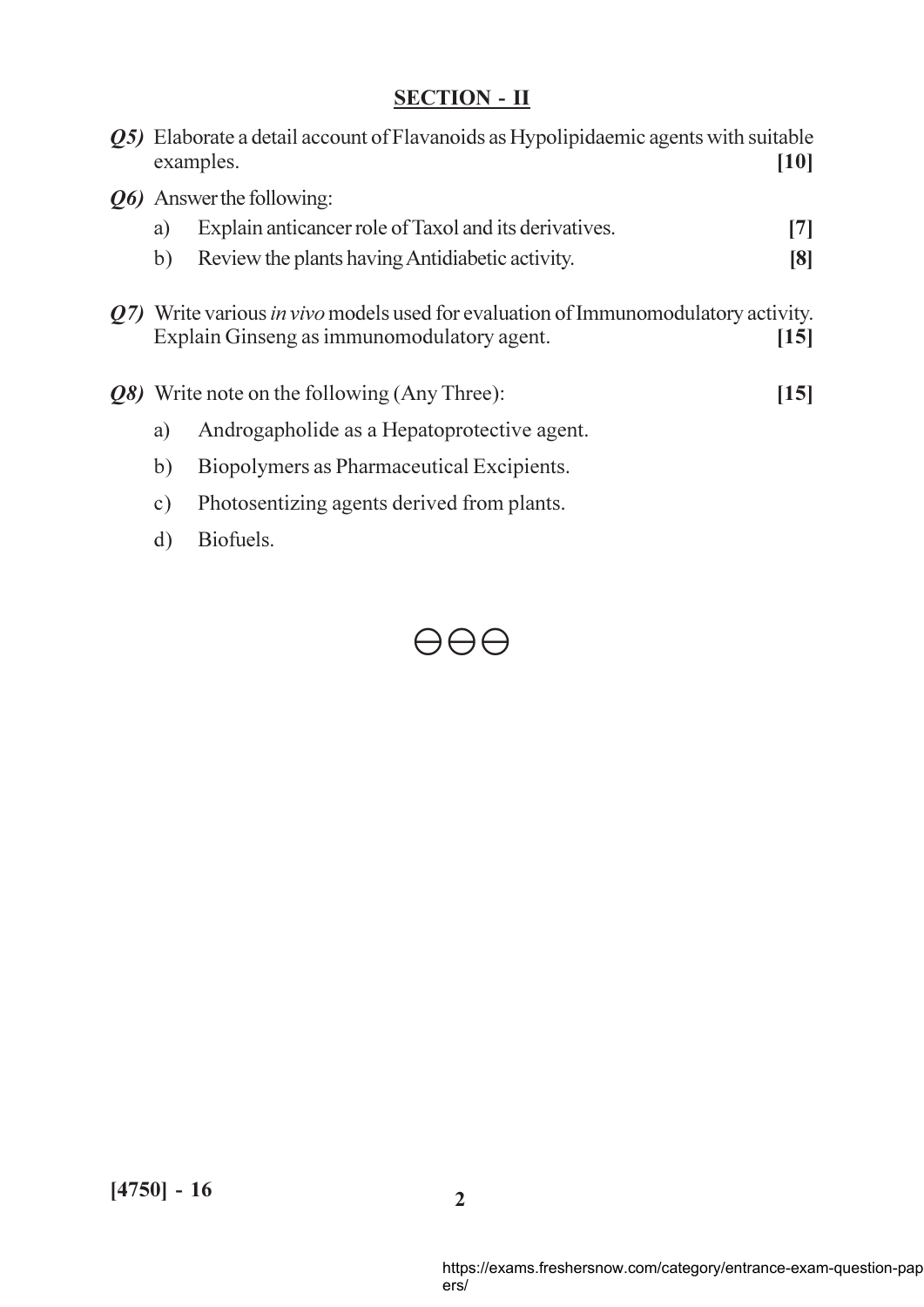## SECTION - II

***Q5)*** Elaborate a detail account of Flavanoids as Hypolipidaemic agents with suitable examples. **[10]**

***Q6)*** Answer the following:

a) Explain anticancer role of Taxol and its derivatives. **[7]**

b) Review the plants having Antidiabetic activity. **[8]**

***Q7)*** Write various *in vivo* models used for evaluation of Immunomodulatory activity. Explain Ginseng as immunomodulatory agent. **[15]**

***Q8)*** Write note on the following (Any Three): **[15]**

a) Androgapholide as a Hepatoprotective agent.

b) Biopolymers as Pharmaceutical Excipients.

c) Photosentizing agents derived from plants.

d) Biofuels.

⊖⊖⊖

**[4750] - 16**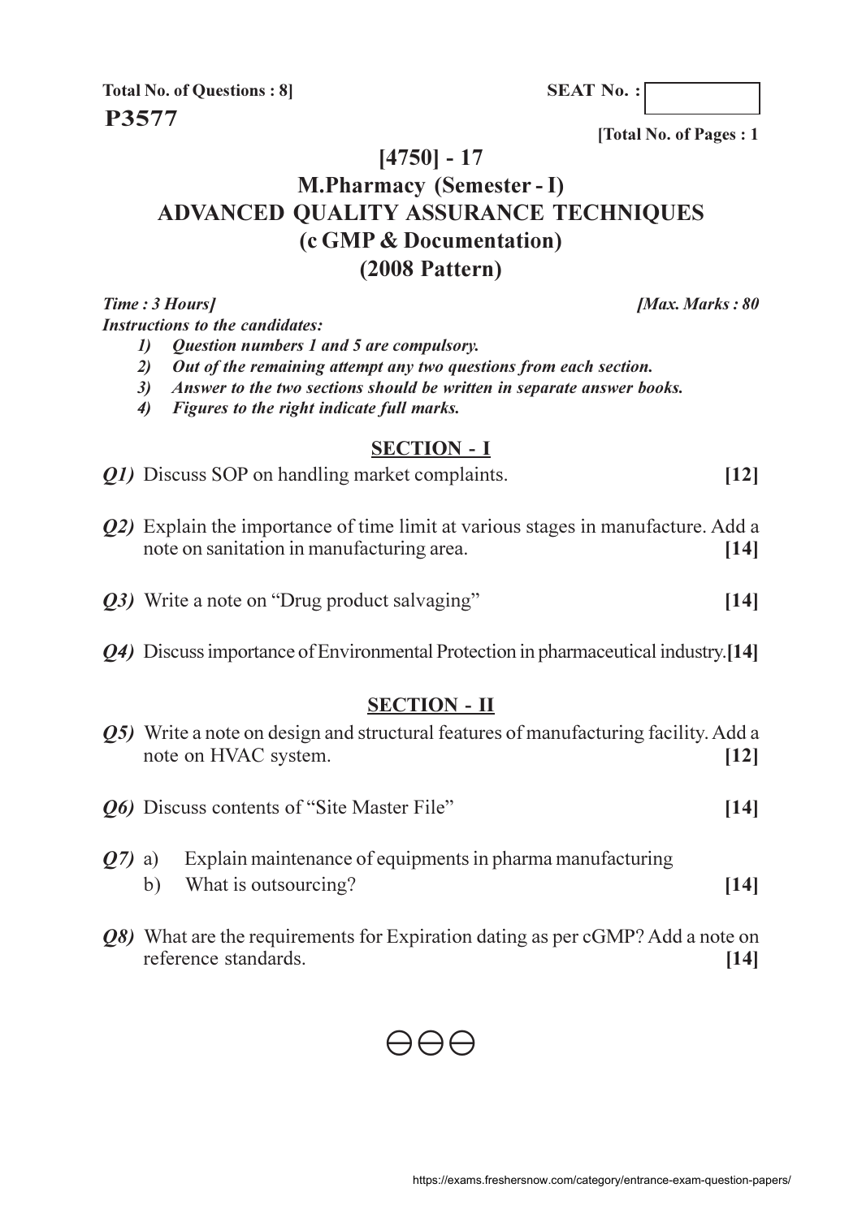**Total No. of Questions : 8]**

**SEAT No. :**

**P3577**

**[Total No. of Pages : 1**

# [4750] - 17

# M.Pharmacy (Semester - I)

# ADVANCED QUALITY ASSURANCE TECHNIQUES

# (c GMP & Documentation)

# (2008 Pattern)

***Time : 3 Hours]*** ***[Max. Marks : 80***

***Instructions to the candidates:***

1) *Question numbers 1 and 5 are compulsory.*
2) *Out of the remaining attempt any two questions from each section.*
3) *Answer to the two sections should be written in separate answer books.*
4) *Figures to the right indicate full marks.*

## SECTION - I

***Q1)*** Discuss SOP on handling market complaints. **[12]**

***Q2)*** Explain the importance of time limit at various stages in manufacture. Add a note on sanitation in manufacturing area. **[14]**

***Q3)*** Write a note on "Drug product salvaging" **[14]**

***Q4)*** Discuss importance of Environmental Protection in pharmaceutical industry. **[14]**

## SECTION - II

***Q5)*** Write a note on design and structural features of manufacturing facility. Add a note on HVAC system. **[12]**

***Q6)*** Discuss contents of "Site Master File" **[14]**

***Q7)*** a) Explain maintenance of equipments in pharma manufacturing

b) What is outsourcing? **[14]**

***Q8)*** What are the requirements for Expiration dating as per cGMP? Add a note on reference standards. **[14]**

⊖⊖⊖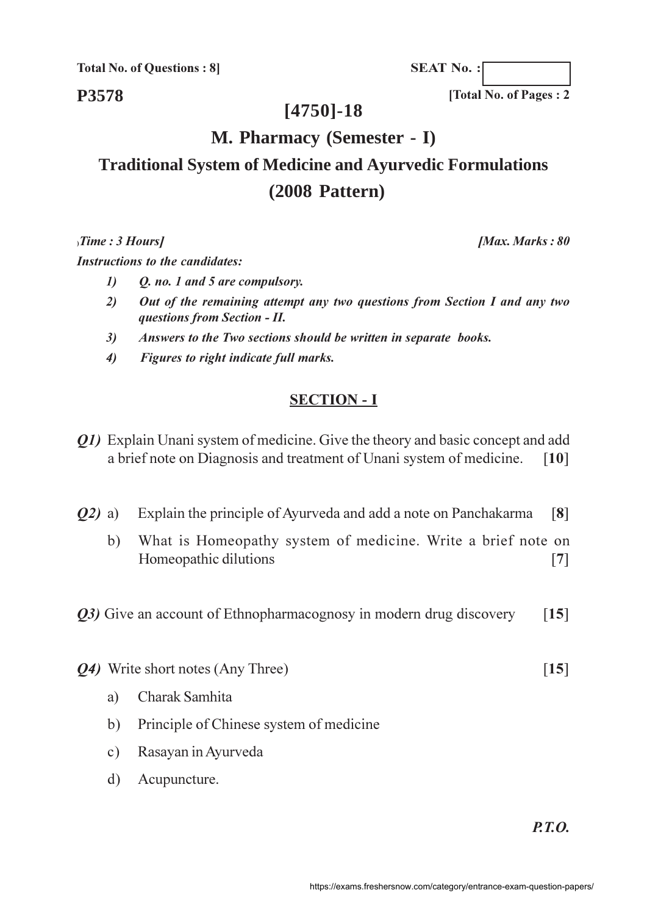**Total No. of Questions : 8]**

**SEAT No. :**

**P3578**

**[Total No. of Pages : 2**

# [4750]-18

# M. Pharmacy (Semester - I)

## Traditional System of Medicine and Ayurvedic Formulations

## (2008 Pattern)

*Time : 3 Hours]* *[Max. Marks : 80*

***Instructions to the candidates:***

1) *Q. no. 1 and 5 are compulsory.*
2) *Out of the remaining attempt any two questions from Section I and any two questions from Section - II.*
3) *Answers to the Two sections should be written in separate books.*
4) *Figures to right indicate full marks.*

## SECTION - I

***Q1)*** Explain Unani system of medicine. Give the theory and basic concept and add a brief note on Diagnosis and treatment of Unani system of medicine. [**10**]

***Q2)*** a) Explain the principle of Ayurveda and add a note on Panchakarma [**8**]

b) What is Homeopathy system of medicine. Write a brief note on Homeopathic dilutions [**7**]

***Q3)*** Give an account of Ethnopharmacognosy in modern drug discovery [**15**]

***Q4)*** Write short notes (Any Three) [**15**]

a) Charak Samhita

b) Principle of Chinese system of medicine

c) Rasayan in Ayurveda

d) Acupuncture.

***P.T.O.***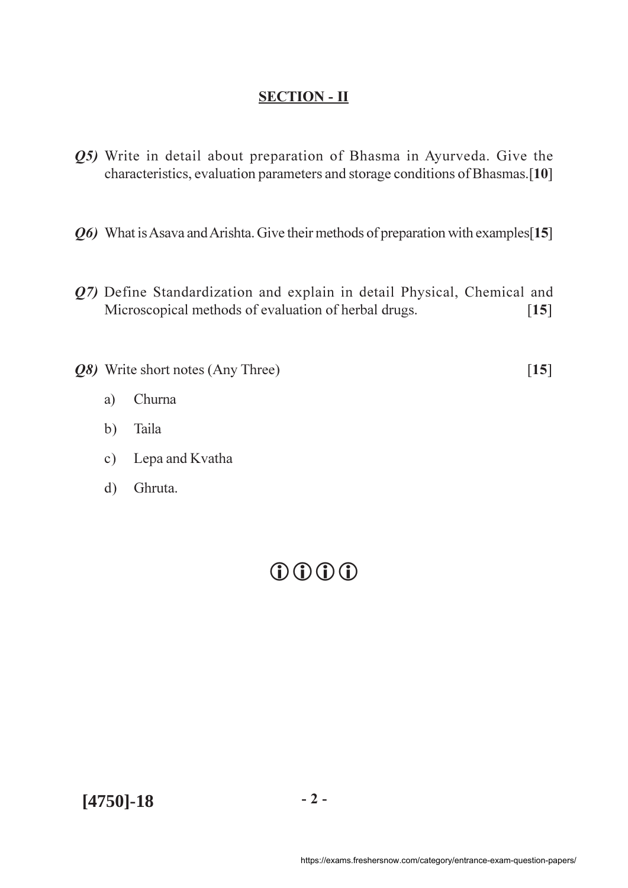## SECTION - II

***Q5)*** Write in detail about preparation of Bhasma in Ayurveda. Give the characteristics, evaluation parameters and storage conditions of Bhasmas. [**10**]

***Q6)*** What is Asava and Arishta. Give their methods of preparation with examples [**15**]

***Q7)*** Define Standardization and explain in detail Physical, Chemical and Microscopical methods of evaluation of herbal drugs. [**15**]

***Q8)*** Write short notes (Any Three) [**15**]

a) Churna

b) Taila

c) Lepa and Kvatha

d) Ghruta.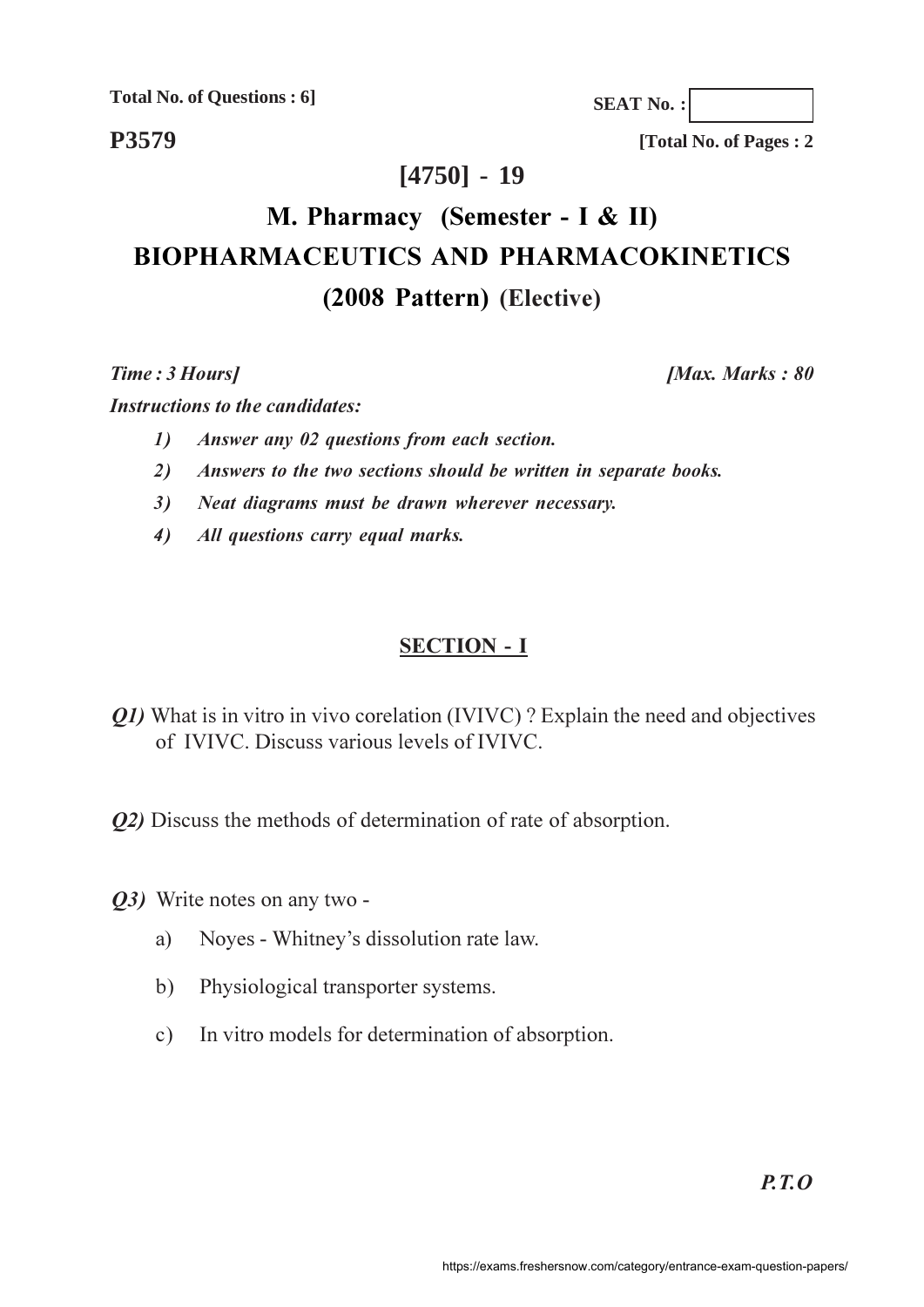**Total No. of Questions : 6]**

**SEAT No. :**

**P3579**

**[Total No. of Pages : 2**

# [4750] - 19

# M. Pharmacy (Semester - I & II)

# BIOPHARMACEUTICS AND PHARMACOKINETICS

## (2008 Pattern) (Elective)

***Time : 3 Hours]*** ***[Max. Marks : 80***

***Instructions to the candidates:***

1) *Answer any 02 questions from each section.*
2) *Answers to the two sections should be written in separate books.*
3) *Neat diagrams must be drawn wherever necessary.*
4) *All questions carry equal marks.*

## SECTION - I

***Q1)*** What is in vitro in vivo corelation (IVIVC) ? Explain the need and objectives of IVIVC. Discuss various levels of IVIVC.

***Q2)*** Discuss the methods of determination of rate of absorption.

***Q3)*** Write notes on any two -

a) Noyes - Whitney's dissolution rate law.

b) Physiological transporter systems.

c) In vitro models for determination of absorption.

***P.T.O***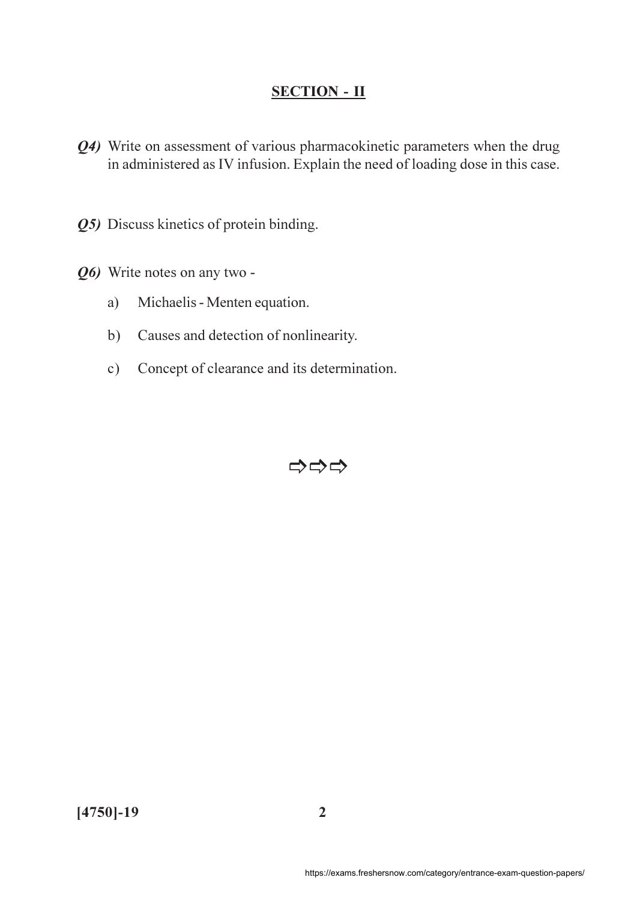## SECTION - II

***Q4)*** Write on assessment of various pharmacokinetic parameters when the drug in administered as IV infusion. Explain the need of loading dose in this case.

***Q5)*** Discuss kinetics of protein binding.

***Q6)*** Write notes on any two -

a) Michaelis - Menten equation.

b) Causes and detection of nonlinearity.

c) Concept of clearance and its determination.

⇨⇨⇨

**[4750]-19**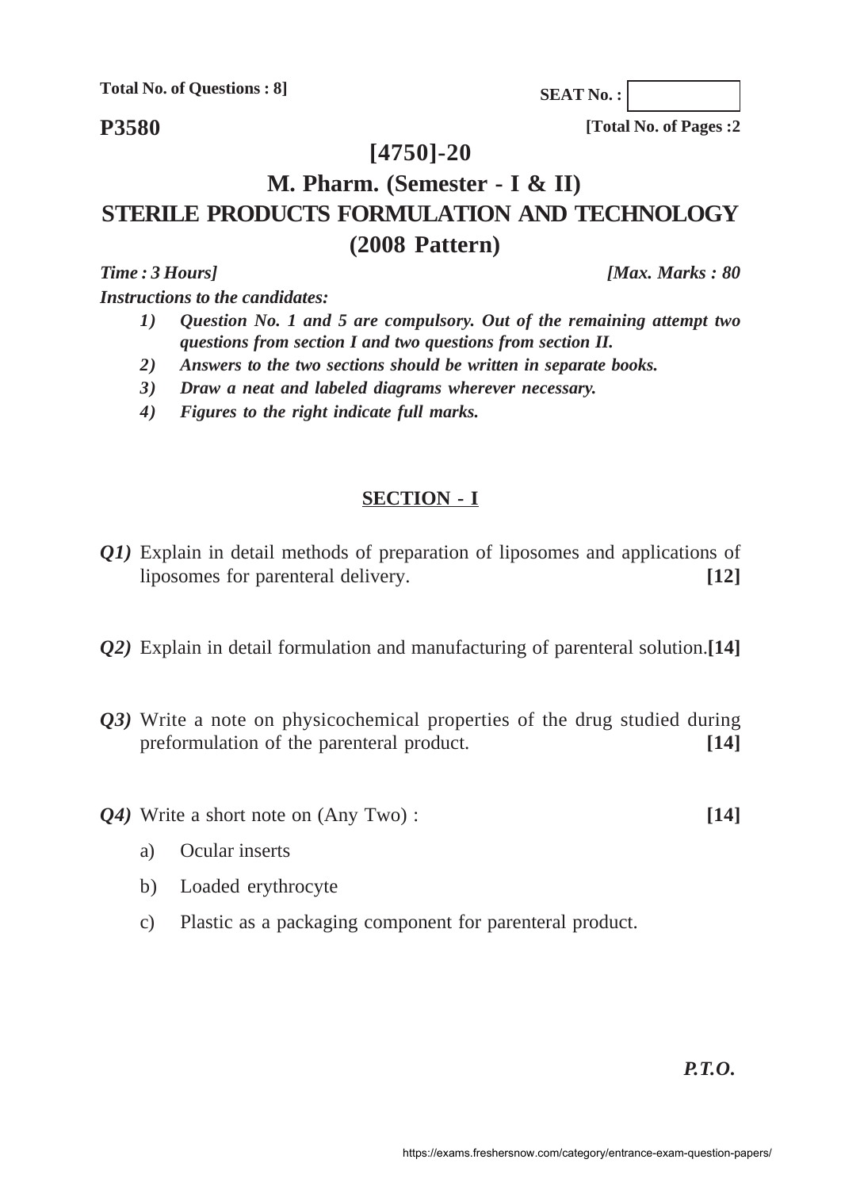Total No. of Questions : 8]

SEAT No. :

**P3580**

[Total No. of Pages :2

# [4750]-20

# M. Pharm. (Semester - I & II)

# STERILE PRODUCTS FORMULATION AND TECHNOLOGY

# (2008 Pattern)

*Time : 3 Hours]* *[Max. Marks : 80*

*Instructions to the candidates:*

1) *Question No. 1 and 5 are compulsory. Out of the remaining attempt two questions from section I and two questions from section II.*
2) *Answers to the two sections should be written in separate books.*
3) *Draw a neat and labeled diagrams wherever necessary.*
4) *Figures to the right indicate full marks.*

## SECTION - I

***Q1)*** Explain in detail methods of preparation of liposomes and applications of liposomes for parenteral delivery. **[12]**

***Q2)*** Explain in detail formulation and manufacturing of parenteral solution.**[14]**

***Q3)*** Write a note on physicochemical properties of the drug studied during preformulation of the parenteral product. **[14]**

***Q4)*** Write a short note on (Any Two) : **[14]**

a) Ocular inserts

b) Loaded erythrocyte

c) Plastic as a packaging component for parenteral product.

***P.T.O.***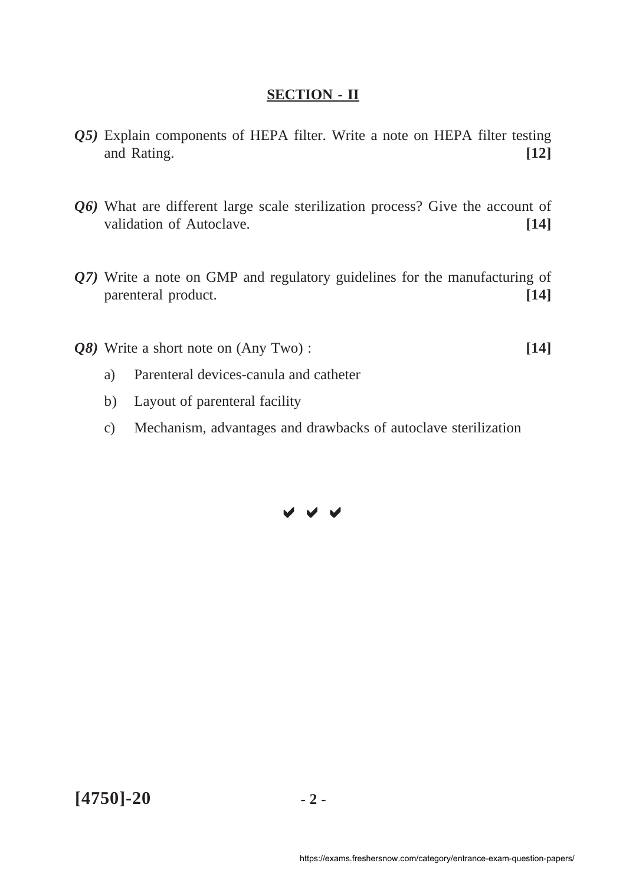## SECTION - II

***Q5)*** Explain components of HEPA filter. Write a note on HEPA filter testing and Rating. **[12]**

***Q6)*** What are different large scale sterilization process? Give the account of validation of Autoclave. **[14]**

***Q7)*** Write a note on GMP and regulatory guidelines for the manufacturing of parenteral product. **[14]**

***Q8)*** Write a short note on (Any Two) : **[14]**

a) Parenteral devices-canula and catheter

b) Layout of parenteral facility

c) Mechanism, advantages and drawbacks of autoclave sterilization

✔ ✔ ✔

**[4750]-20**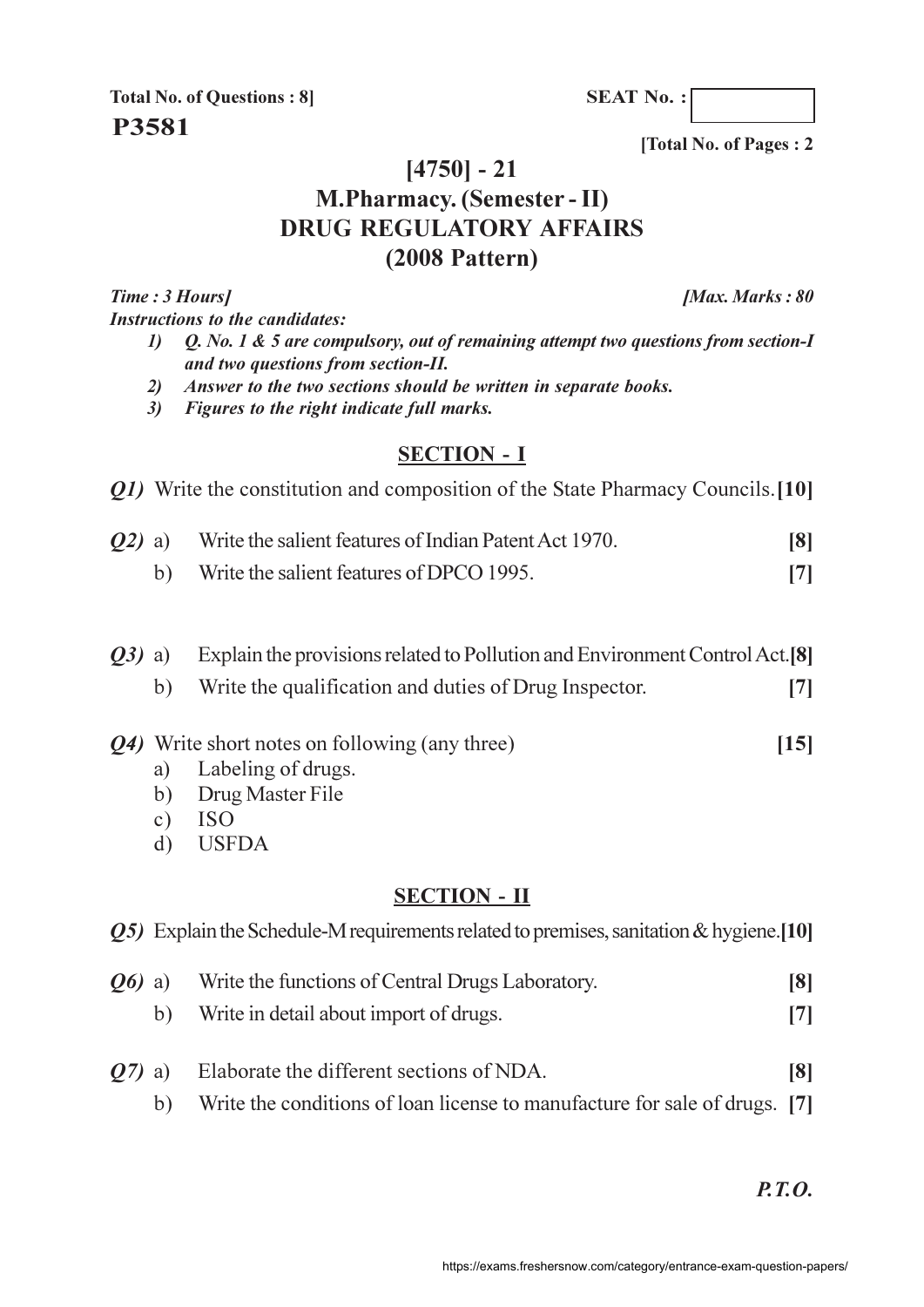**Total No. of Questions : 8]**

**SEAT No. :**

**P3581**

**[Total No. of Pages : 2**

# [4750] - 21

## M.Pharmacy. (Semester - II)

## DRUG REGULATORY AFFAIRS

## (2008 Pattern)

***Time : 3 Hours]*** ***[Max. Marks : 80***

***Instructions to the candidates:***

1) *Q. No. 1 & 5 are compulsory, out of remaining attempt two questions from section-I and two questions from section-II.*
2) *Answer to the two sections should be written in separate books.*
3) *Figures to the right indicate full marks.*

### SECTION - I

***Q1)*** Write the constitution and composition of the State Pharmacy Councils. **[10]**

***Q2)*** a) Write the salient features of Indian Patent Act 1970. **[8]**

b) Write the salient features of DPCO 1995. **[7]**

***Q3)*** a) Explain the provisions related to Pollution and Environment Control Act. **[8]**

b) Write the qualification and duties of Drug Inspector. **[7]**

***Q4)*** Write short notes on following (any three) **[15]**

a) Labeling of drugs.
b) Drug Master File
c) ISO
d) USFDA

### SECTION - II

***Q5)*** Explain the Schedule-M requirements related to premises, sanitation & hygiene. **[10]**

***Q6)*** a) Write the functions of Central Drugs Laboratory. **[8]**

b) Write in detail about import of drugs. **[7]**

***Q7)*** a) Elaborate the different sections of NDA. **[8]**

b) Write the conditions of loan license to manufacture for sale of drugs. **[7]**

***P.T.O.***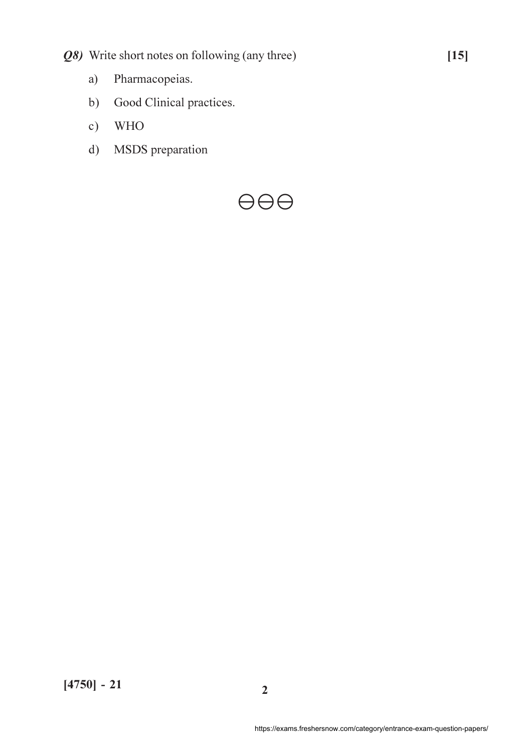***Q8)*** Write short notes on following (any three) **[15]**

a) Pharmacopeias.

b) Good Clinical practices.

c) WHO

d) MSDS preparation

⊖⊖⊖

**[4750] - 21**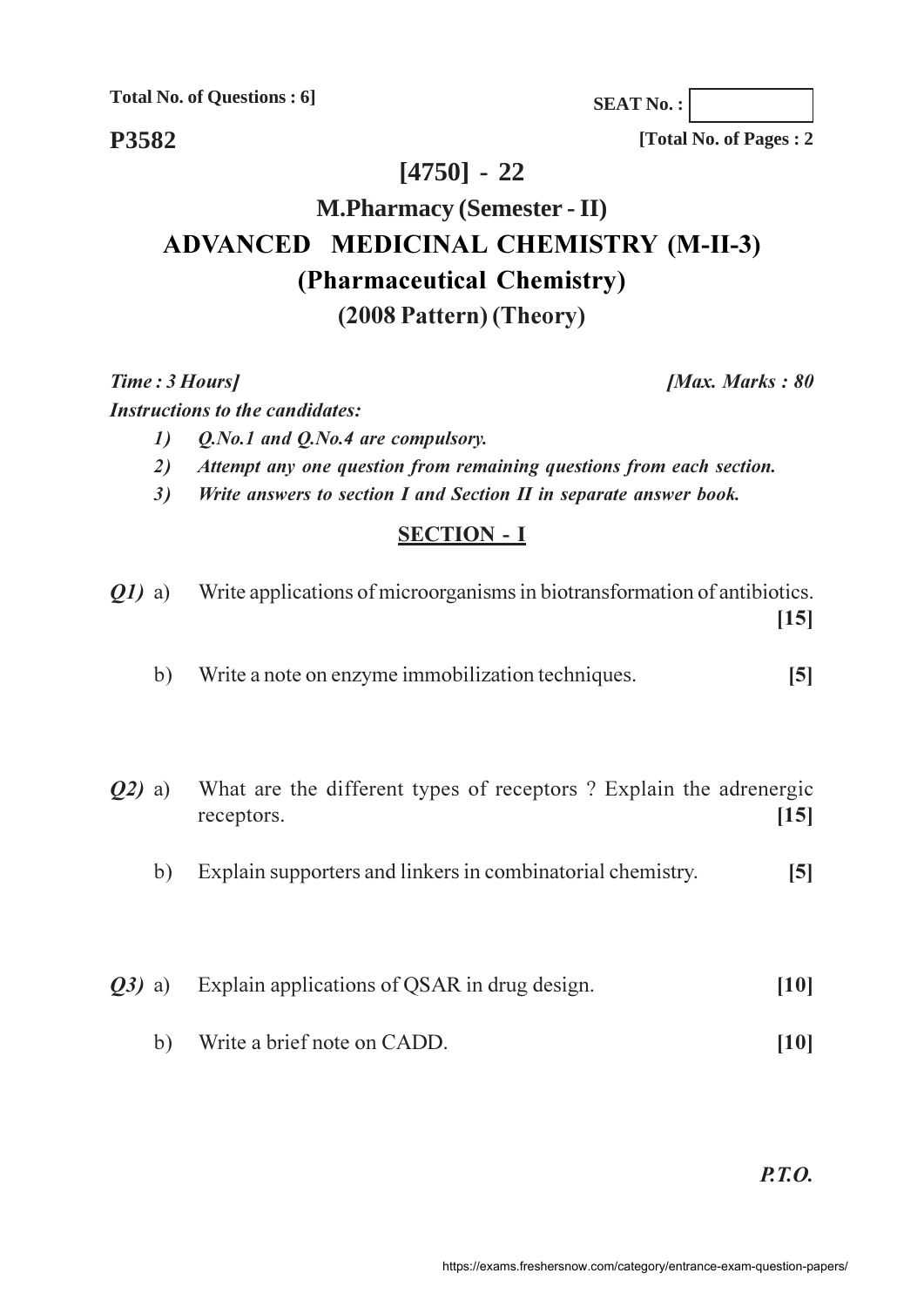**Total No. of Questions : 6]**

**SEAT No. :**

**P3582**

**[Total No. of Pages : 2**

# [4750] - 22

## M.Pharmacy (Semester - II)

## ADVANCED MEDICINAL CHEMISTRY (M-II-3)

## (Pharmaceutical Chemistry)

## (2008 Pattern) (Theory)

***Time : 3 Hours]*** ***[Max. Marks : 80***

***Instructions to the candidates:***

1) *Q.No.1 and Q.No.4 are compulsory.*
2) *Attempt any one question from remaining questions from each section.*
3) *Write answers to section I and Section II in separate answer book.*

### SECTION - I

***Q1)*** a) Write applications of microorganisms in biotransformation of antibiotics. **[15]**

b) Write a note on enzyme immobilization techniques. **[5]**

***Q2)*** a) What are the different types of receptors ? Explain the adrenergic receptors. **[15]**

b) Explain supporters and linkers in combinatorial chemistry. **[5]**

***Q3)*** a) Explain applications of QSAR in drug design. **[10]**

b) Write a brief note on CADD. **[10]**

***P.T.O.***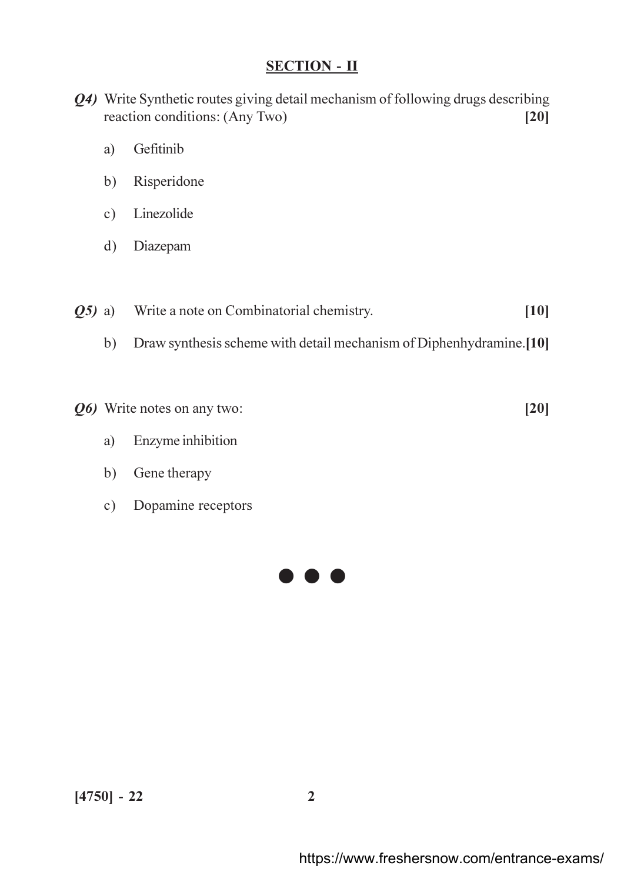## SECTION - II

***Q4)*** Write Synthetic routes giving detail mechanism of following drugs describing reaction conditions: (Any Two) **[20]**

a) Gefitinib

b) Risperidone

c) Linezolide

d) Diazepam

***Q5)*** a) Write a note on Combinatorial chemistry. **[10]**

b) Draw synthesis scheme with detail mechanism of Diphenhydramine. **[10]**

***Q6)*** Write notes on any two: **[20]**

a) Enzyme inhibition

b) Gene therapy

c) Dopamine receptors

● ● ●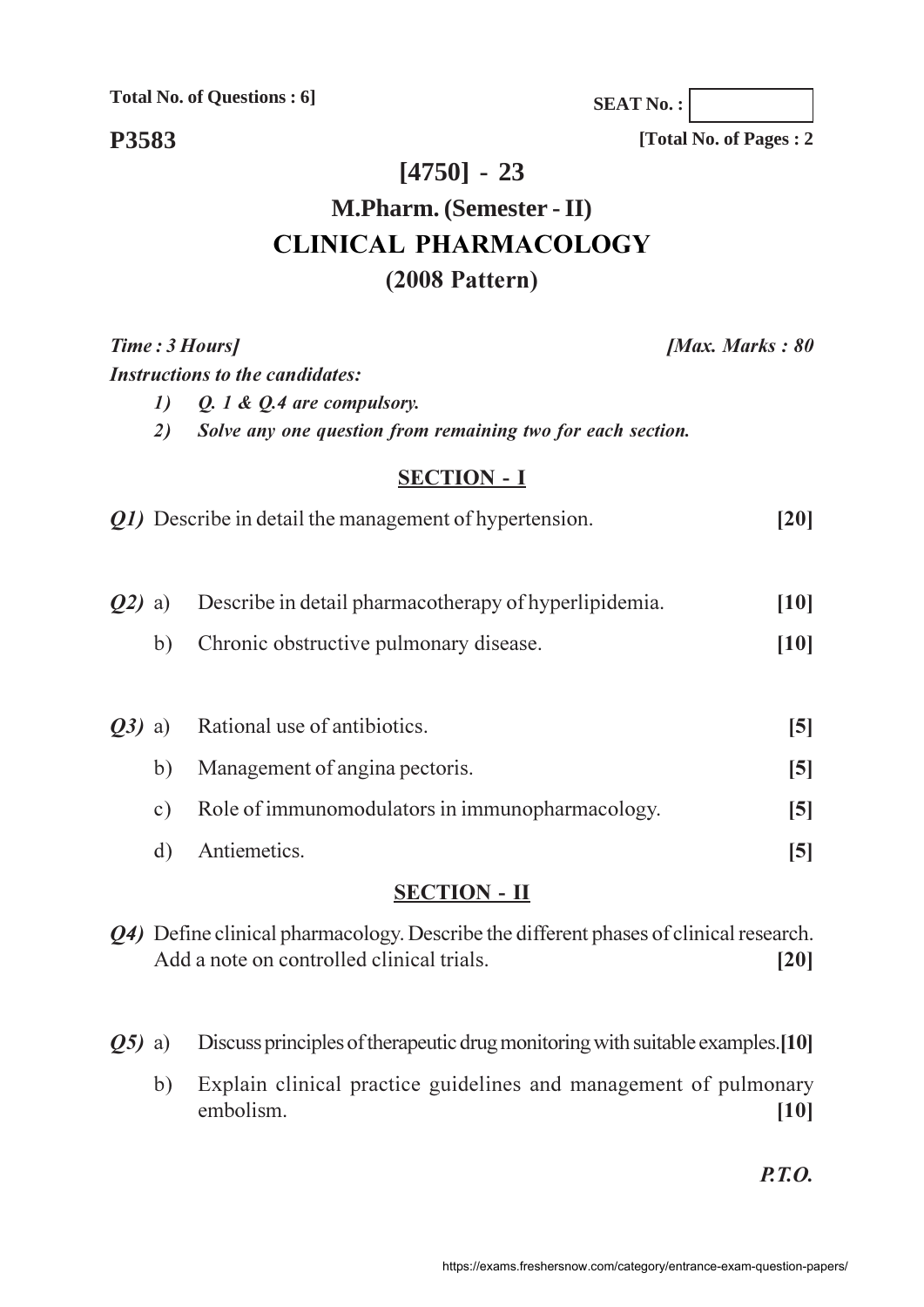**Total No. of Questions : 6]**

**SEAT No. :**

**P3583**

**[Total No. of Pages : 2**

# [4750] - 23

## M.Pharm. (Semester - II)

## CLINICAL PHARMACOLOGY

## (2008 Pattern)

***Time : 3 Hours]*** ***[Max. Marks : 80***

***Instructions to the candidates:***

1) *Q. 1 & Q.4 are compulsory.*
2) *Solve any one question from remaining two for each section.*

### SECTION - I

***Q1)*** Describe in detail the management of hypertension. **[20]**

***Q2)*** a) Describe in detail pharmacotherapy of hyperlipidemia. **[10]**

b) Chronic obstructive pulmonary disease. **[10]**

***Q3)*** a) Rational use of antibiotics. **[5]**

b) Management of angina pectoris. **[5]**

c) Role of immunomodulators in immunopharmacology. **[5]**

d) Antiemetics. **[5]**

### SECTION - II

***Q4)*** Define clinical pharmacology. Describe the different phases of clinical research. Add a note on controlled clinical trials. **[20]**

***Q5)*** a) Discuss principles of therapeutic drug monitoring with suitable examples. **[10]**

b) Explain clinical practice guidelines and management of pulmonary embolism. **[10]**

***P.T.O.***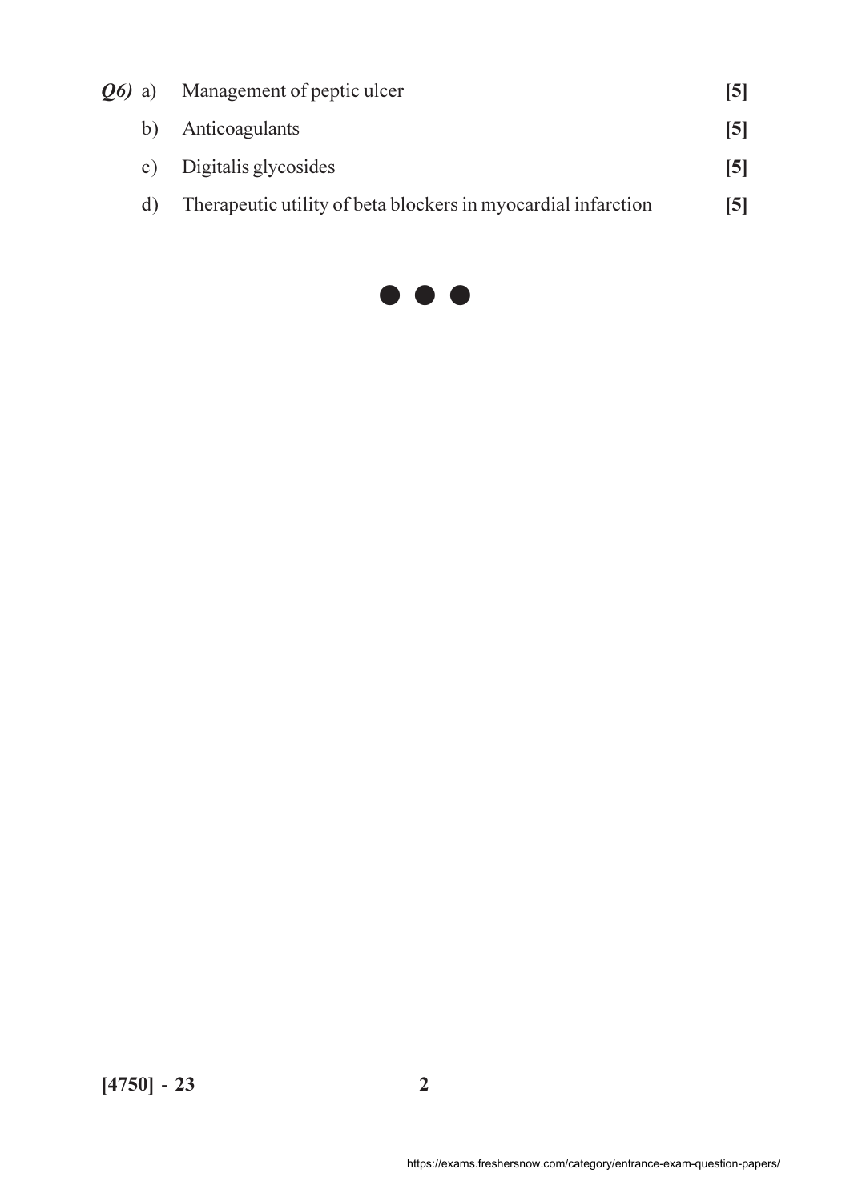***Q6)*** a) Management of peptic ulcer **[5]**

b) Anticoagulants **[5]**

c) Digitalis glycosides **[5]**

d) Therapeutic utility of beta blockers in myocardial infarction **[5]**

● ● ●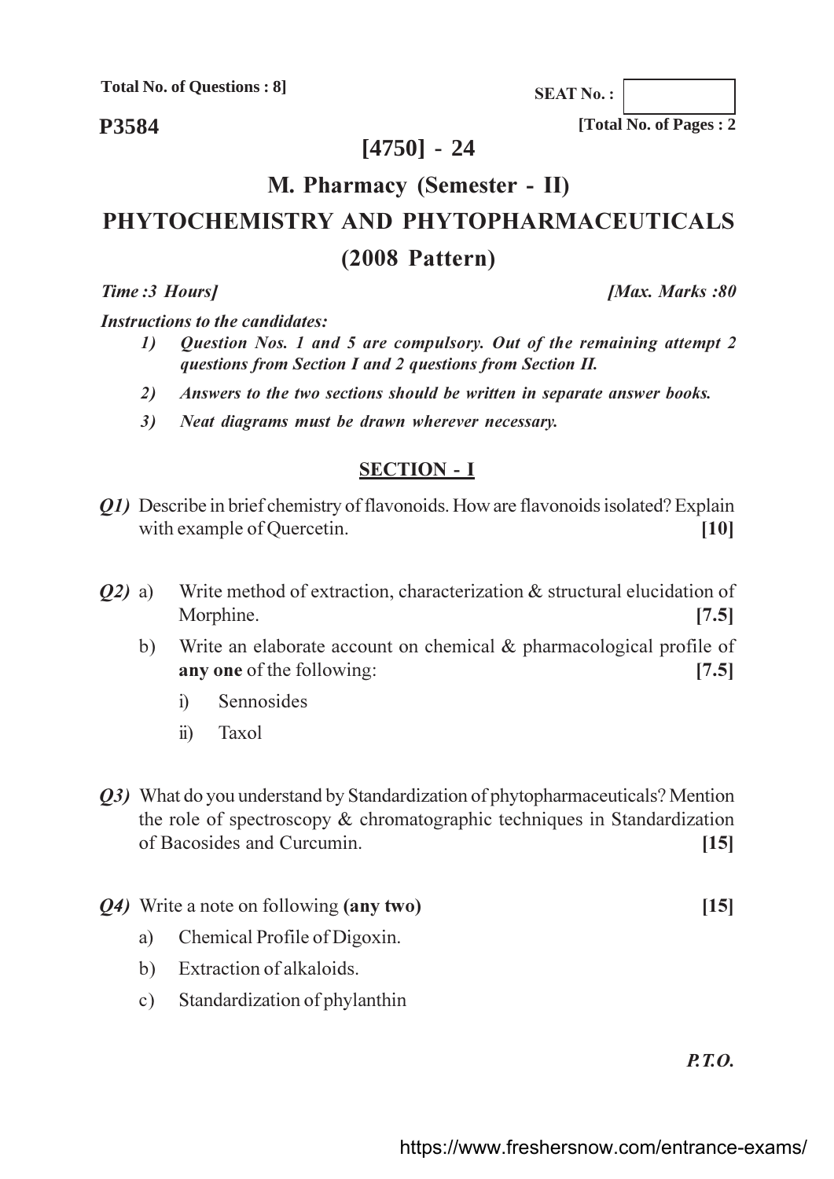**Total No. of Questions : 8]**

**SEAT No. :**

**P3584**

**[Total No. of Pages : 2**

# [4750] - 24

## M. Pharmacy (Semester - II)

## PHYTOCHEMISTRY AND PHYTOPHARMACEUTICALS

## (2008 Pattern)

***Time :3 Hours]*** ***[Max. Marks :80***

***Instructions to the candidates:***

1) ***Question Nos. 1 and 5 are compulsory. Out of the remaining attempt 2 questions from Section I and 2 questions from Section II.***
2) ***Answers to the two sections should be written in separate answer books.***
3) ***Neat diagrams must be drawn wherever necessary.***

### SECTION - I

***Q1)*** Describe in brief chemistry of flavonoids. How are flavonoids isolated? Explain with example of Quercetin. **[10]**

***Q2)*** a) Write method of extraction, characterization & structural elucidation of Morphine. **[7.5]**

b) Write an elaborate account on chemical & pharmacological profile of **any one** of the following: **[7.5]**

i) Sennosides

ii) Taxol

***Q3)*** What do you understand by Standardization of phytopharmaceuticals? Mention the role of spectroscopy & chromatographic techniques in Standardization of Bacosides and Curcumin. **[15]**

***Q4)*** Write a note on following **(any two)** **[15]**

a) Chemical Profile of Digoxin.

b) Extraction of alkaloids.

c) Standardization of phylanthin

***P.T.O.***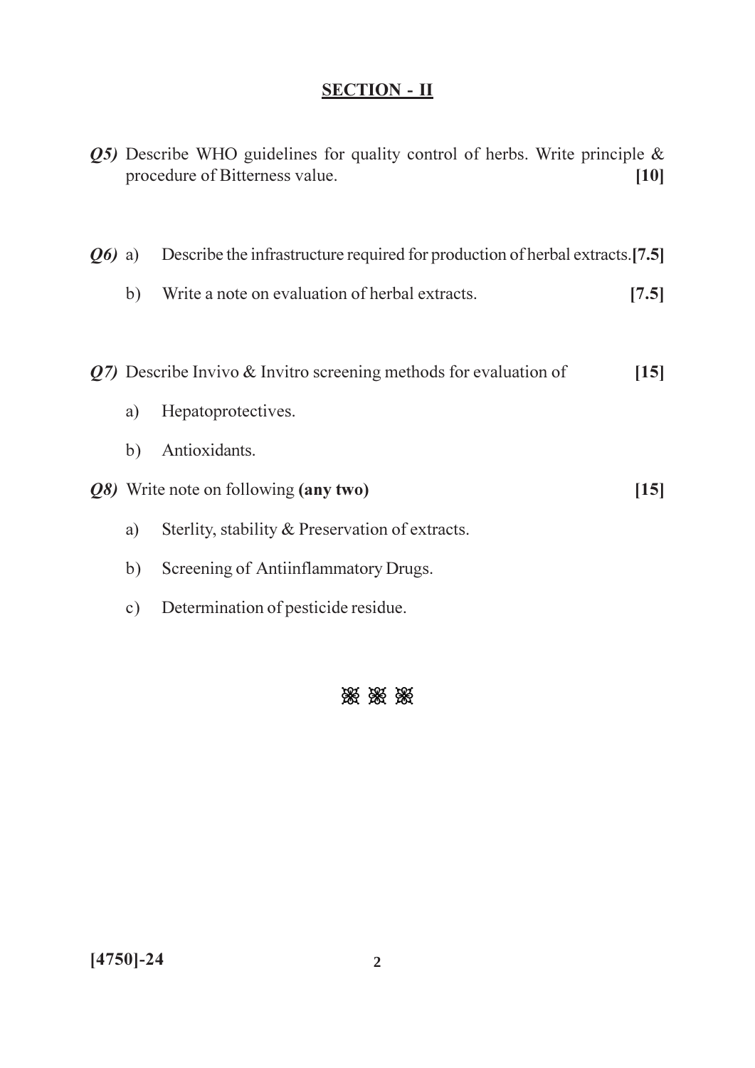## SECTION - II

***Q5)*** Describe WHO guidelines for quality control of herbs. Write principle & procedure of Bitterness value. **[10]**

***Q6)*** a) Describe the infrastructure required for production of herbal extracts. **[7.5]**

b) Write a note on evaluation of herbal extracts. **[7.5]**

***Q7)*** Describe Invivo & Invitro screening methods for evaluation of **[15]**

a) Hepatoprotectives.

b) Antioxidants.

***Q8)*** Write note on following **(any two)** **[15]**

a) Sterlity, stability & Preservation of extracts.

b) Screening of Antiinflammatory Drugs.

c) Determination of pesticide residue.

❈ ❈ ❈

**[4750]-24**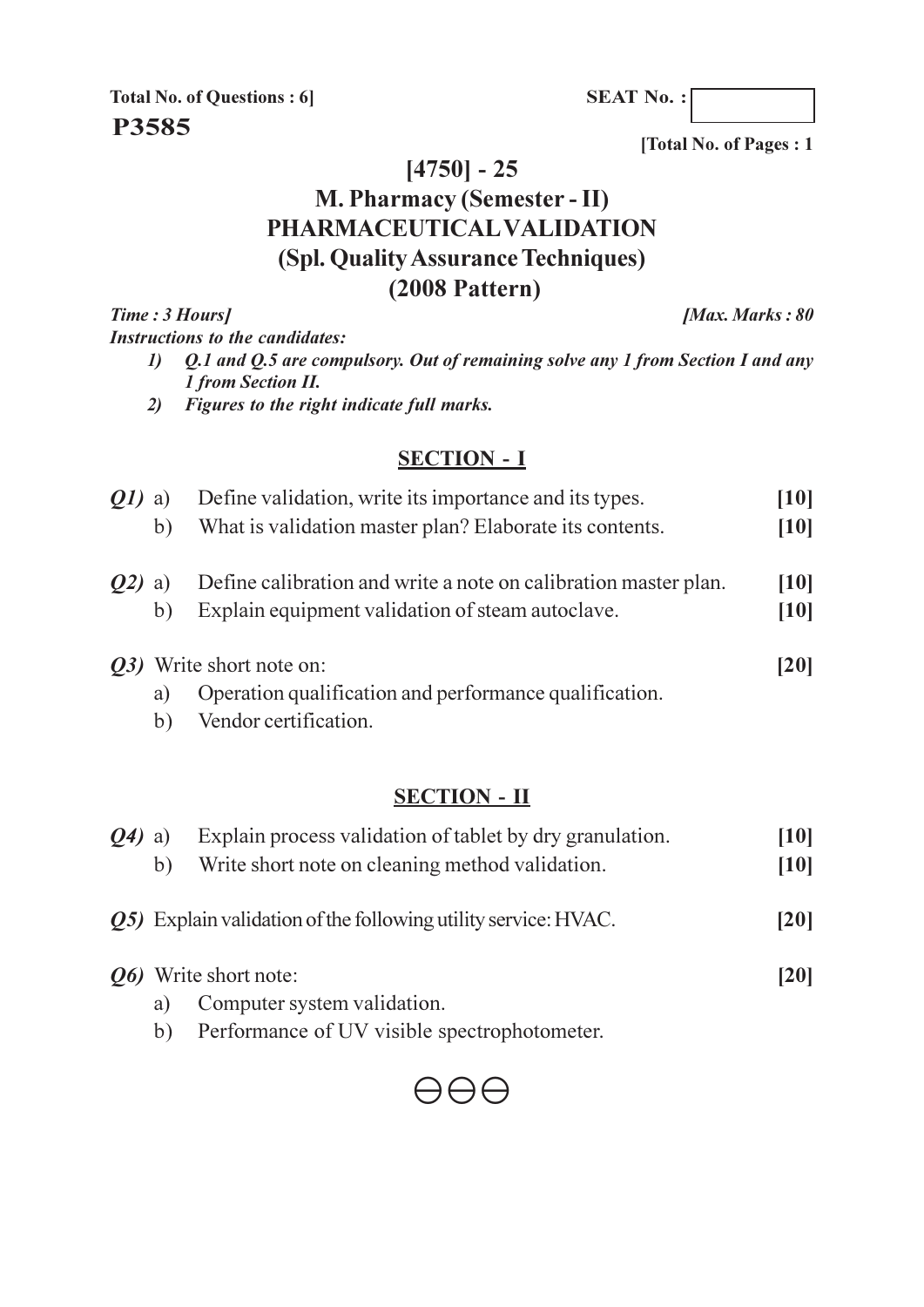**Total No. of Questions : 6]**

**SEAT No. :**

**P3585**

**[Total No. of Pages : 1**

# [4750] - 25

## M. Pharmacy (Semester - II)

## PHARMACEUTICAL VALIDATION

## (Spl. Quality Assurance Techniques)

## (2008 Pattern)

***Time : 3 Hours]*** ***[Max. Marks : 80***

***Instructions to the candidates:***

1) ***Q.1 and Q.5 are compulsory. Out of remaining solve any 1 from Section I and any 1 from Section II.***
2) ***Figures to the right indicate full marks.***

### SECTION - I

***Q1)*** a) Define validation, write its importance and its types. **[10]**

b) What is validation master plan? Elaborate its contents. **[10]**

***Q2)*** a) Define calibration and write a note on calibration master plan. **[10]**

b) Explain equipment validation of steam autoclave. **[10]**

***Q3)*** Write short note on: **[20]**

a) Operation qualification and performance qualification.

b) Vendor certification.

### SECTION - II

***Q4)*** a) Explain process validation of tablet by dry granulation. **[10]**

b) Write short note on cleaning method validation. **[10]**

***Q5)*** Explain validation of the following utility service: HVAC. **[20]**

***Q6)*** Write short note: **[20]**

a) Computer system validation.

b) Performance of UV visible spectrophotometer.

⊖⊖⊖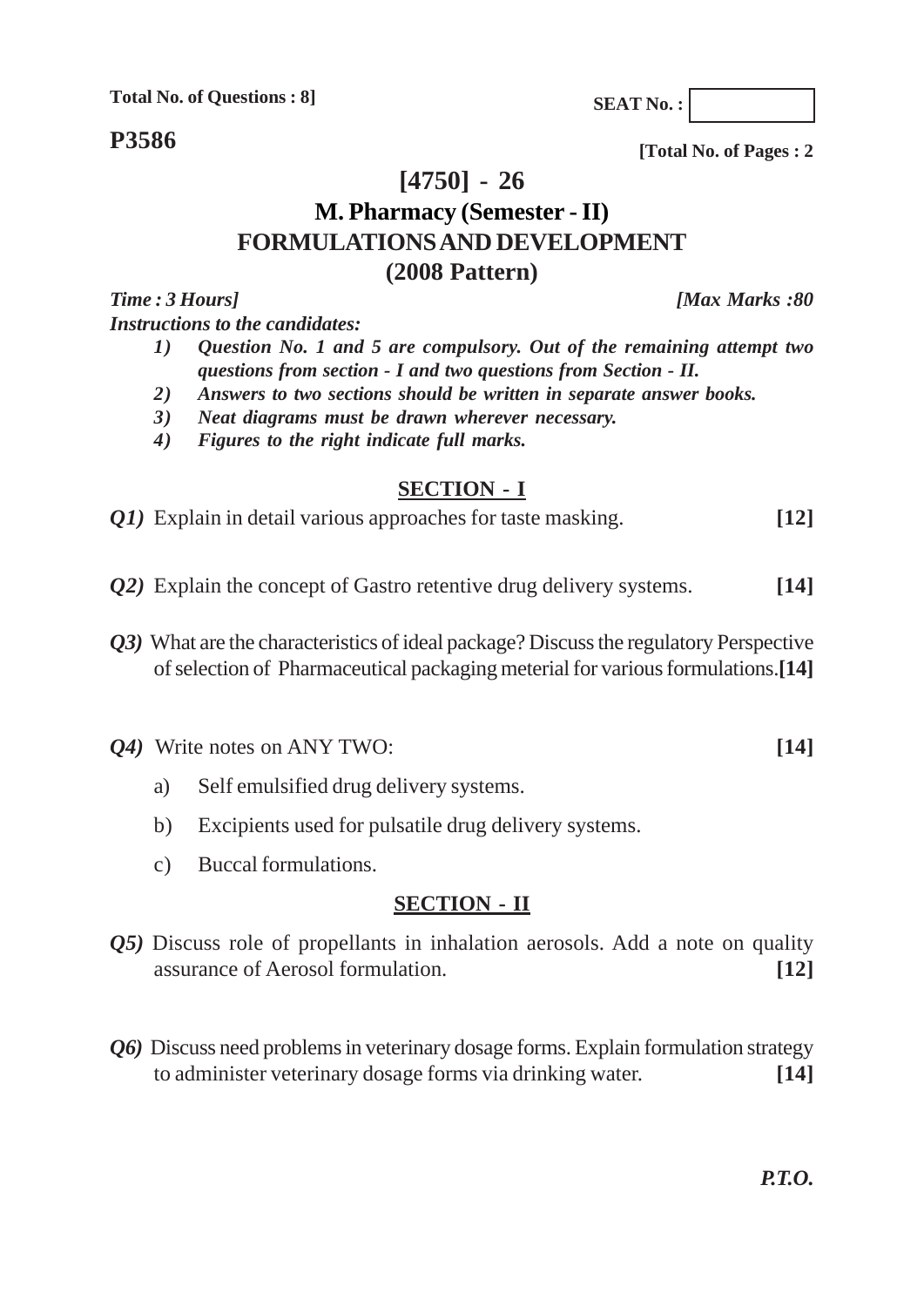**Total No. of Questions : 8]**

**SEAT No. :**

**P3586**

**[Total No. of Pages : 2**

# [4750] - 26

## M. Pharmacy (Semester - II)

## FORMULATIONS AND DEVELOPMENT

## (2008 Pattern)

*Time : 3 Hours]* *[Max Marks :80*

*Instructions to the candidates:*

1) *Question No. 1 and 5 are compulsory. Out of the remaining attempt two questions from section - I and two questions from Section - II.*
2) *Answers to two sections should be written in separate answer books.*
3) *Neat diagrams must be drawn wherever necessary.*
4) *Figures to the right indicate full marks.*

### SECTION - I

***Q1)*** Explain in detail various approaches for taste masking. **[12]**

***Q2)*** Explain the concept of Gastro retentive drug delivery systems. **[14]**

***Q3)*** What are the characteristics of ideal package? Discuss the regulatory Perspective of selection of Pharmaceutical packaging meterial for various formulations.**[14]**

***Q4)*** Write notes on ANY TWO: **[14]**

a) Self emulsified drug delivery systems.

b) Excipients used for pulsatile drug delivery systems.

c) Buccal formulations.

### SECTION - II

***Q5)*** Discuss role of propellants in inhalation aerosols. Add a note on quality assurance of Aerosol formulation. **[12]**

***Q6)*** Discuss need problems in veterinary dosage forms. Explain formulation strategy to administer veterinary dosage forms via drinking water. **[14]**

***P.T.O.***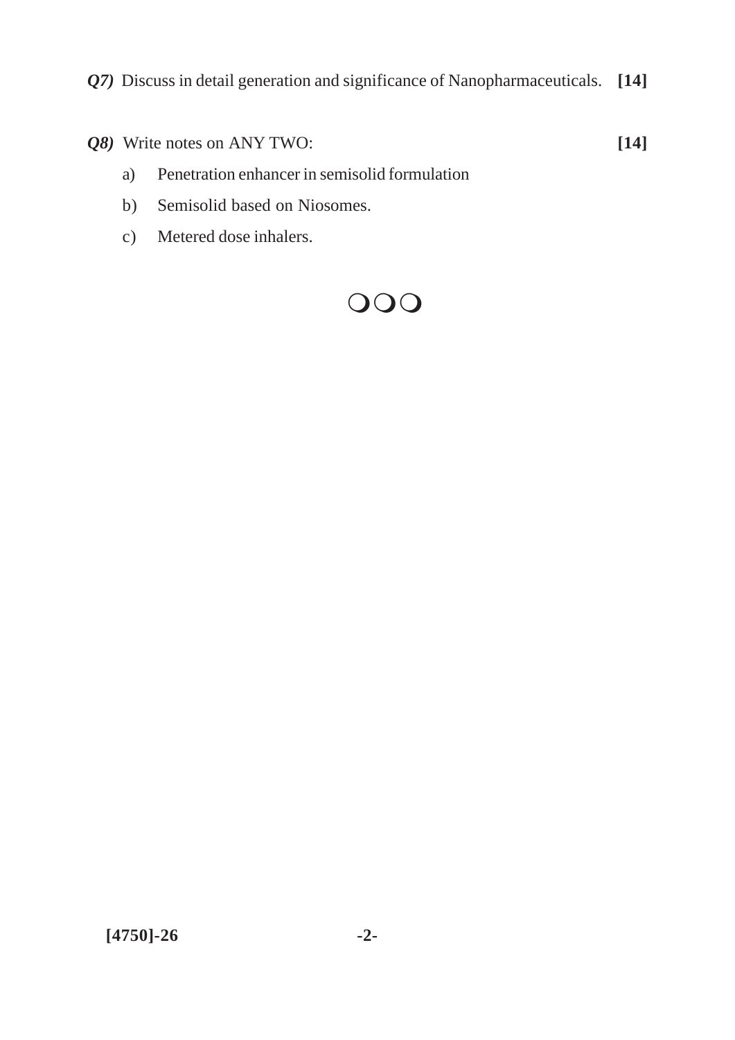***Q7)*** Discuss in detail generation and significance of Nanopharmaceuticals. **[14]**

***Q8)*** Write notes on ANY TWO: **[14]**

a) Penetration enhancer in semisolid formulation

b) Semisolid based on Niosomes.

c) Metered dose inhalers.

❍ ❍ ❍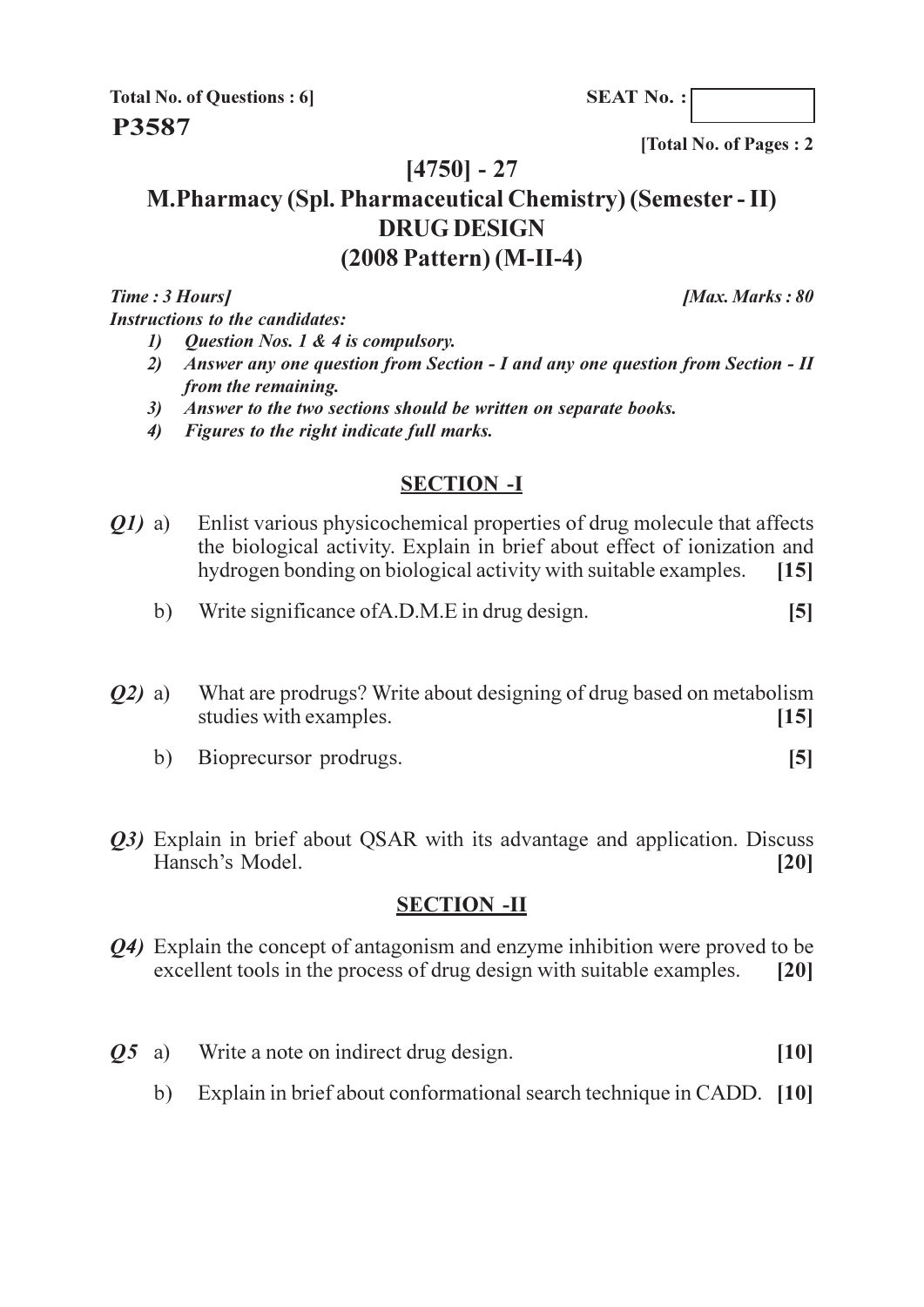**Total No. of Questions : 6]**

**P3587**

**SEAT No. :**

**[Total No. of Pages : 2**

# [4750] - 27

## M.Pharmacy (Spl. Pharmaceutical Chemistry) (Semester - II)
## DRUG DESIGN
## (2008 Pattern) (M-II-4)

***Time : 3 Hours]*** ***[Max. Marks : 80***

***Instructions to the candidates:***

1) *Question Nos. 1 & 4 is compulsory.*
2) *Answer any one question from Section - I and any one question from Section - II from the remaining.*
3) *Answer to the two sections should be written on separate books.*
4) *Figures to the right indicate full marks.*

### SECTION -I

***Q1)*** a) Enlist various physicochemical properties of drug molecule that affects the biological activity. Explain in brief about effect of ionization and hydrogen bonding on biological activity with suitable examples. **[15]**

b) Write significance ofA.D.M.E in drug design. **[5]**

***Q2)*** a) What are prodrugs? Write about designing of drug based on metabolism studies with examples. **[15]**

b) Bioprecursor prodrugs. **[5]**

***Q3)*** Explain in brief about QSAR with its advantage and application. Discuss Hansch's Model. **[20]**

### SECTION -II

***Q4)*** Explain the concept of antagonism and enzyme inhibition were proved to be excellent tools in the process of drug design with suitable examples. **[20]**

***Q5*** a) Write a note on indirect drug design. **[10]**

b) Explain in brief about conformational search technique in CADD. **[10]**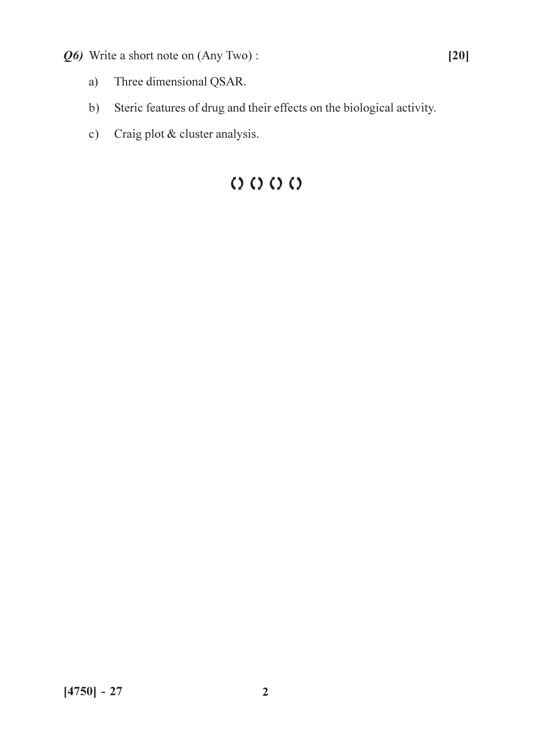***Q6)*** Write a short note on (Any Two) : **[20]**

a) Three dimensional QSAR.

b) Steric features of drug and their effects on the biological activity.

c) Craig plot & cluster analysis.

() () () ()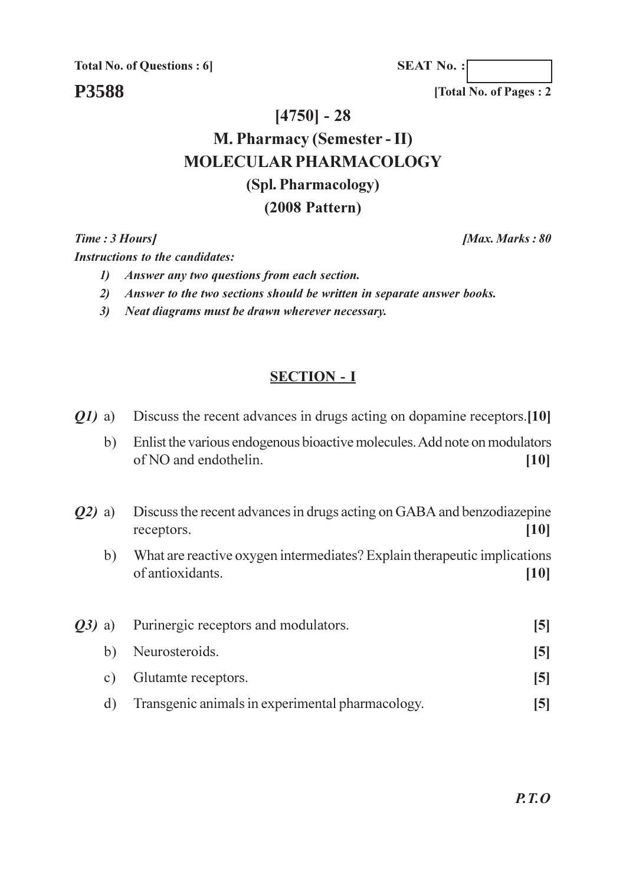**Total No. of Questions : 6]**

**SEAT No. :**

**P3588**

**[Total No. of Pages : 2**

# [4750] - 28

## M. Pharmacy (Semester - II)

## MOLECULAR PHARMACOLOGY

### (Spl. Pharmacology)

### (2008 Pattern)

***Time : 3 Hours]*** ***[Max. Marks : 80***

***Instructions to the candidates:***

1) *Answer any two questions from each section.*
2) *Answer to the two sections should be written in separate answer books.*
3) *Neat diagrams must be drawn wherever necessary.*

## SECTION - I

***Q1)*** a) Discuss the recent advances in drugs acting on dopamine receptors. **[10]**

b) Enlist the various endogenous bioactive molecules. Add note on modulators of NO and endothelin. **[10]**

***Q2)*** a) Discuss the recent advances in drugs acting on GABA and benzodiazepine receptors. **[10]**

b) What are reactive oxygen intermediates? Explain therapeutic implications of antioxidants. **[10]**

***Q3)*** a) Purinergic receptors and modulators. **[5]**

b) Neurosteroids. **[5]**

c) Glutamte receptors. **[5]**

d) Transgenic animals in experimental pharmacology. **[5]**

***P.T.O***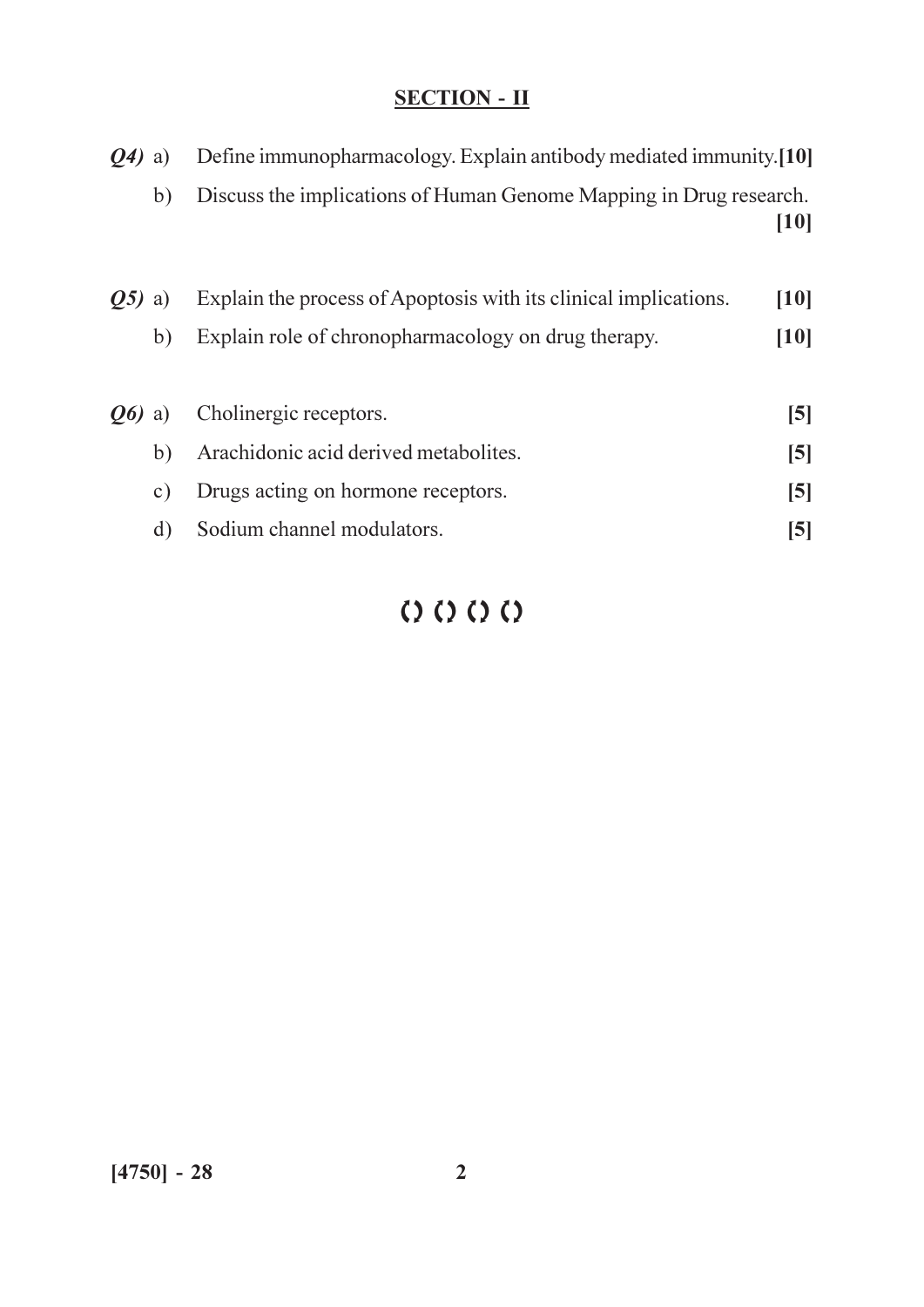## SECTION - II

***Q4)*** a) Define immunopharmacology. Explain antibody mediated immunity. **[10]**

b) Discuss the implications of Human Genome Mapping in Drug research. **[10]**

***Q5)*** a) Explain the process of Apoptosis with its clinical implications. **[10]**

b) Explain role of chronopharmacology on drug therapy. **[10]**

***Q6)*** a) Cholinergic receptors. **[5]**

b) Arachidonic acid derived metabolites. **[5]**

c) Drugs acting on hormone receptors. **[5]**

d) Sodium channel modulators. **[5]**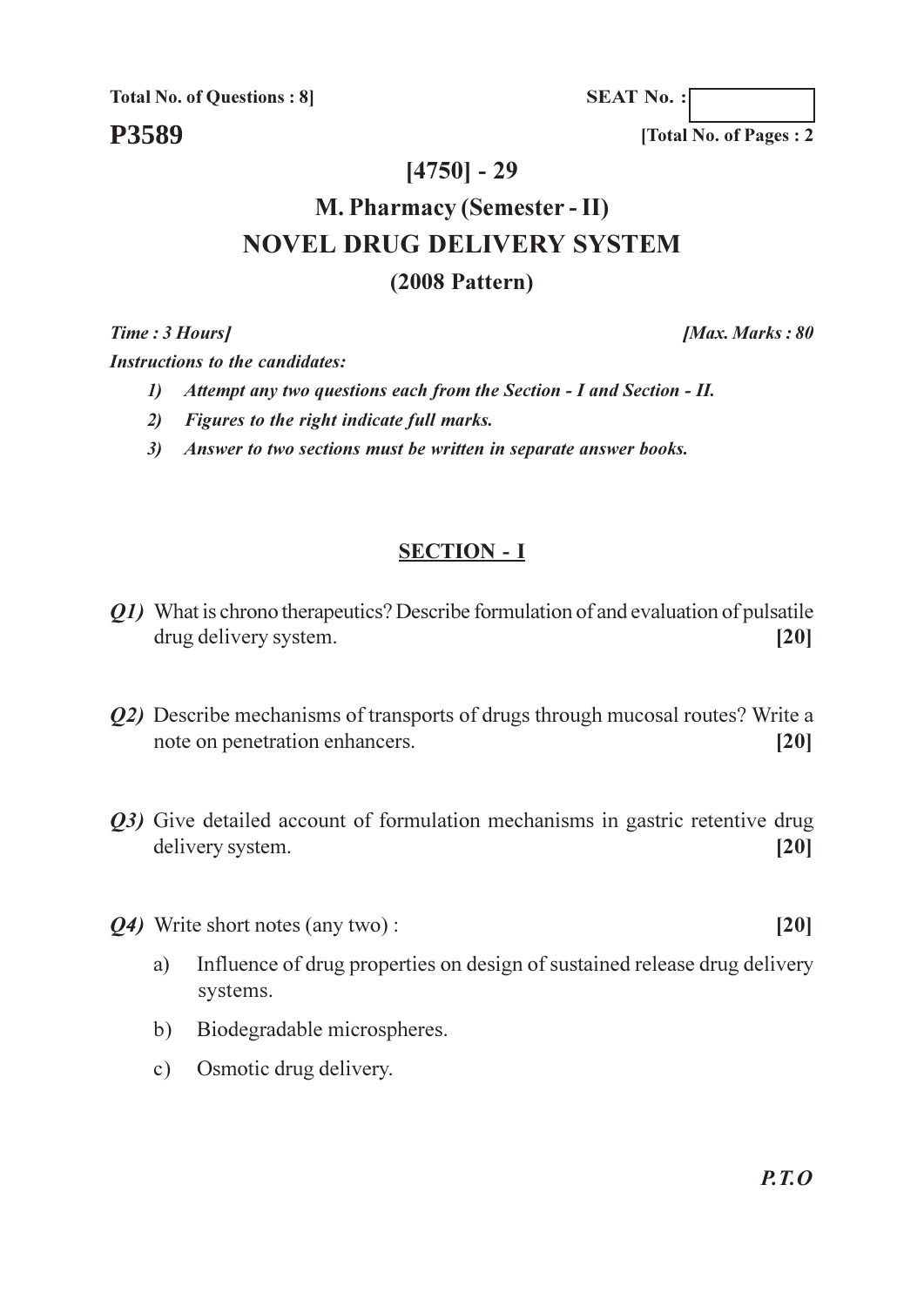**Total No. of Questions : 8]**

**SEAT No. :**

**P3589**

**[Total No. of Pages : 2**

# [4750] - 29

## M. Pharmacy (Semester - II)

## NOVEL DRUG DELIVERY SYSTEM

### (2008 Pattern)

***Time : 3 Hours]*** ***[Max. Marks : 80***

***Instructions to the candidates:***

1) *Attempt any two questions each from the Section - I and Section - II.*
2) *Figures to the right indicate full marks.*
3) *Answer to two sections must be written in separate answer books.*

## SECTION - I

***Q1)*** What is chrono therapeutics? Describe formulation of and evaluation of pulsatile drug delivery system. **[20]**

***Q2)*** Describe mechanisms of transports of drugs through mucosal routes? Write a note on penetration enhancers. **[20]**

***Q3)*** Give detailed account of formulation mechanisms in gastric retentive drug delivery system. **[20]**

***Q4)*** Write short notes (any two) : **[20]**

a) Influence of drug properties on design of sustained release drug delivery systems.

b) Biodegradable microspheres.

c) Osmotic drug delivery.

***P.T.O***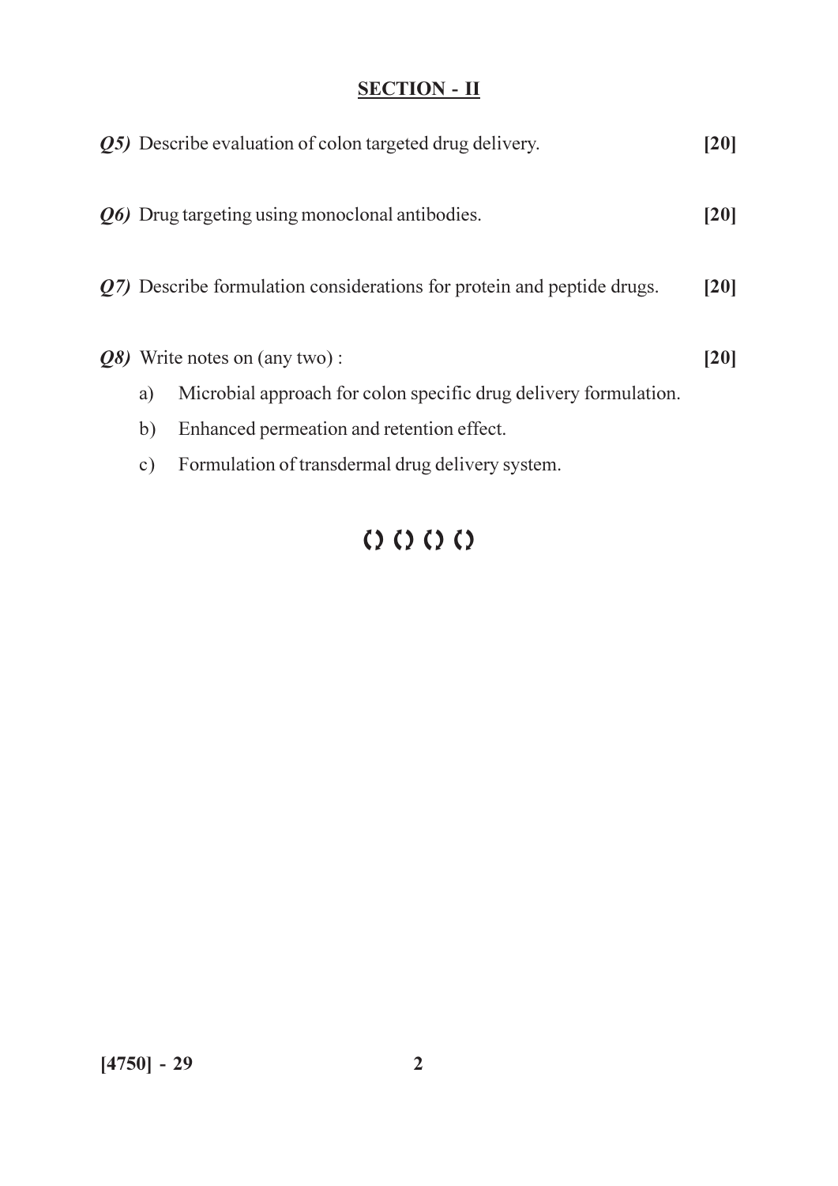## SECTION - II

***Q5)*** Describe evaluation of colon targeted drug delivery. **[20]**

***Q6)*** Drug targeting using monoclonal antibodies. **[20]**

***Q7)*** Describe formulation considerations for protein and peptide drugs. **[20]**

***Q8)*** Write notes on (any two) : **[20]**

a) Microbial approach for colon specific drug delivery formulation.

b) Enhanced permeation and retention effect.

c) Formulation of transdermal drug delivery system.

() () () ()

[4750] - 29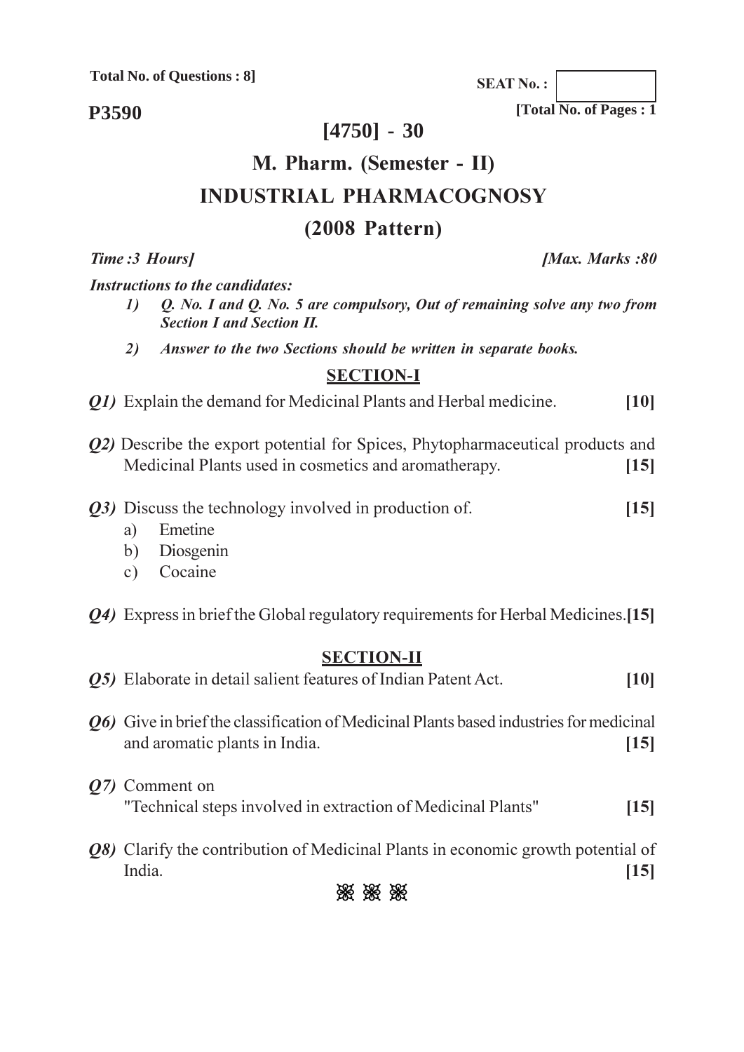**Total No. of Questions : 8]**

**SEAT No. :**

**P3590**

**[Total No. of Pages : 1**

# [4750] - 30

## M. Pharm. (Semester - II)

## INDUSTRIAL PHARMACOGNOSY

## (2008 Pattern)

*Time :3 Hours]* *[Max. Marks :80*

*Instructions to the candidates:*

1) *Q. No. I and Q. No. 5 are compulsory, Out of remaining solve any two from Section I and Section II.*
2) *Answer to the two Sections should be written in separate books.*

### SECTION-I

***Q1)*** Explain the demand for Medicinal Plants and Herbal medicine. **[10]**

***Q2)*** Describe the export potential for Spices, Phytopharmaceutical products and Medicinal Plants used in cosmetics and aromatherapy. **[15]**

***Q3)*** Discuss the technology involved in production of. **[15]**

a) Emetine

b) Diosgenin

c) Cocaine

***Q4)*** Express in brief the Global regulatory requirements for Herbal Medicines. **[15]**

### SECTION-II

***Q5)*** Elaborate in detail salient features of Indian Patent Act. **[10]**

***Q6)*** Give in brief the classification of Medicinal Plants based industries for medicinal and aromatic plants in India. **[15]**

***Q7)*** Comment on "Technical steps involved in extraction of Medicinal Plants" **[15]**

***Q8)*** Clarify the contribution of Medicinal Plants in economic growth potential of India. **[15]**

❀ ❀ ❀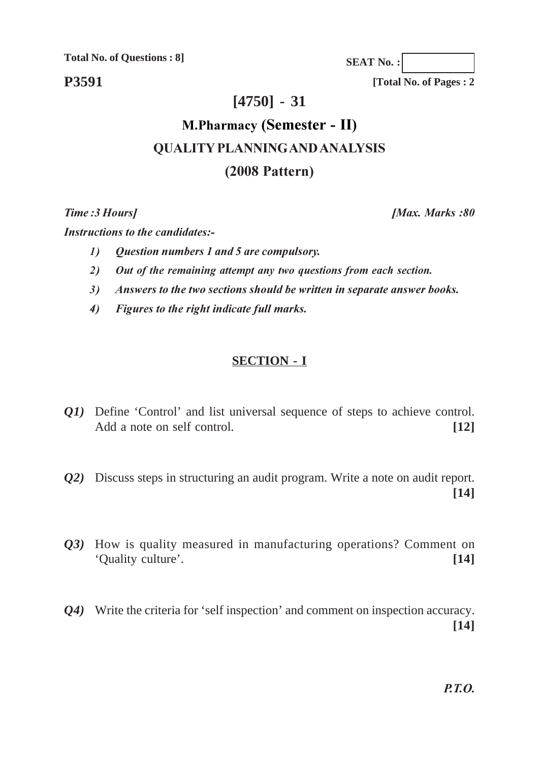**Total No. of Questions : 8]**

**SEAT No. :**

**P3591**

**[Total No. of Pages : 2**

# [4750] - 31

## M.Pharmacy (Semester - II)

## QUALITY PLANNING AND ANALYSIS

## (2008 Pattern)

***Time :3 Hours]*** ***[Max. Marks :80***

***Instructions to the candidates:-***

1) ***Question numbers 1 and 5 are compulsory.***
2) ***Out of the remaining attempt any two questions from each section.***
3) ***Answers to the two sections should be written in separate answer books.***
4) ***Figures to the right indicate full marks.***

### SECTION - I

***Q1)*** Define 'Control' and list universal sequence of steps to achieve control. Add a note on self control. **[12]**

***Q2)*** Discuss steps in structuring an audit program. Write a note on audit report. **[14]**

***Q3)*** How is quality measured in manufacturing operations? Comment on 'Quality culture'. **[14]**

***Q4)*** Write the criteria for 'self inspection' and comment on inspection accuracy. **[14]**

***P.T.O.***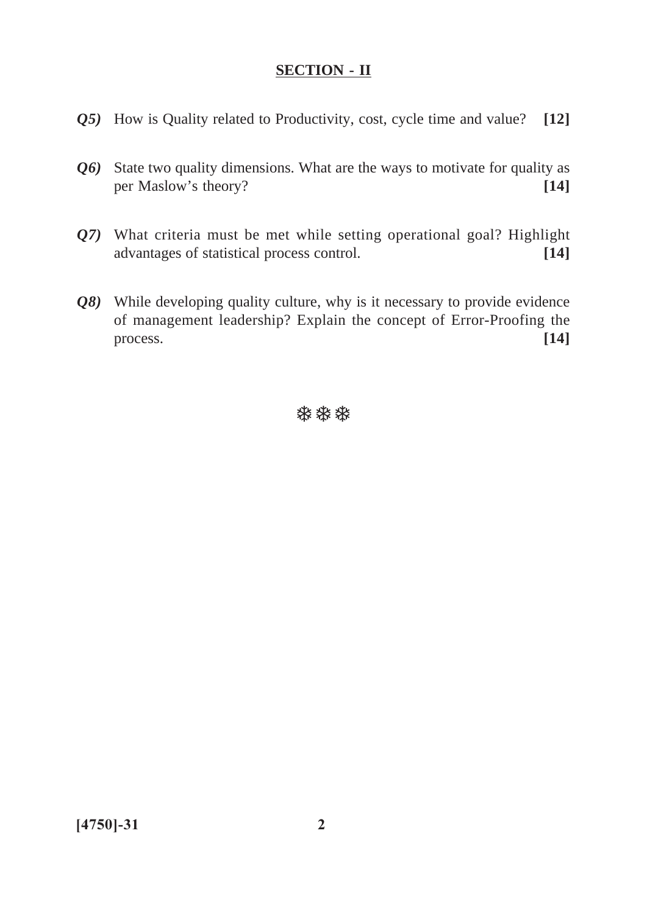## SECTION - II

***Q5)*** How is Quality related to Productivity, cost, cycle time and value? **[12]**

***Q6)*** State two quality dimensions. What are the ways to motivate for quality as per Maslow's theory? **[14]**

***Q7)*** What criteria must be met while setting operational goal? Highlight advantages of statistical process control. **[14]**

***Q8)*** While developing quality culture, why is it necessary to provide evidence of management leadership? Explain the concept of Error-Proofing the process. **[14]**

❊❊❊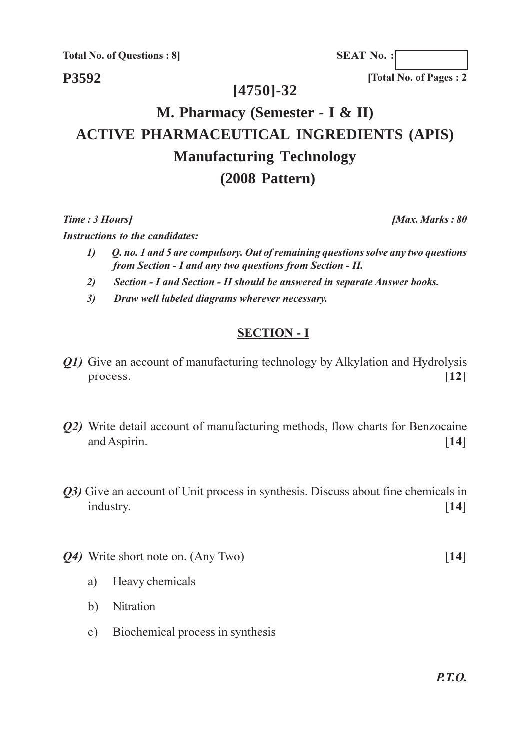**Total No. of Questions : 8]**

**SEAT No. :**

**P3592**

**[Total No. of Pages : 2**

## [4750]-32

# M. Pharmacy (Semester - I & II)

# ACTIVE PHARMACEUTICAL INGREDIENTS (APIS)

# Manufacturing Technology

# (2008 Pattern)

*Time : 3 Hours]* *[Max. Marks : 80*

***Instructions to the candidates:***

1) ***Q. no. 1 and 5 are compulsory. Out of remaining questions solve any two questions from Section - I and any two questions from Section - II.***
2) ***Section - I and Section - II should be answered in separate Answer books.***
3) ***Draw well labeled diagrams wherever necessary.***

## SECTION - I

***Q1)*** Give an account of manufacturing technology by Alkylation and Hydrolysis process. [**12**]

***Q2)*** Write detail account of manufacturing methods, flow charts for Benzocaine and Aspirin. [**14**]

***Q3)*** Give an account of Unit process in synthesis. Discuss about fine chemicals in industry. [**14**]

***Q4)*** Write short note on. (Any Two) [**14**]

a) Heavy chemicals

b) Nitration

c) Biochemical process in synthesis

***P.T.O.***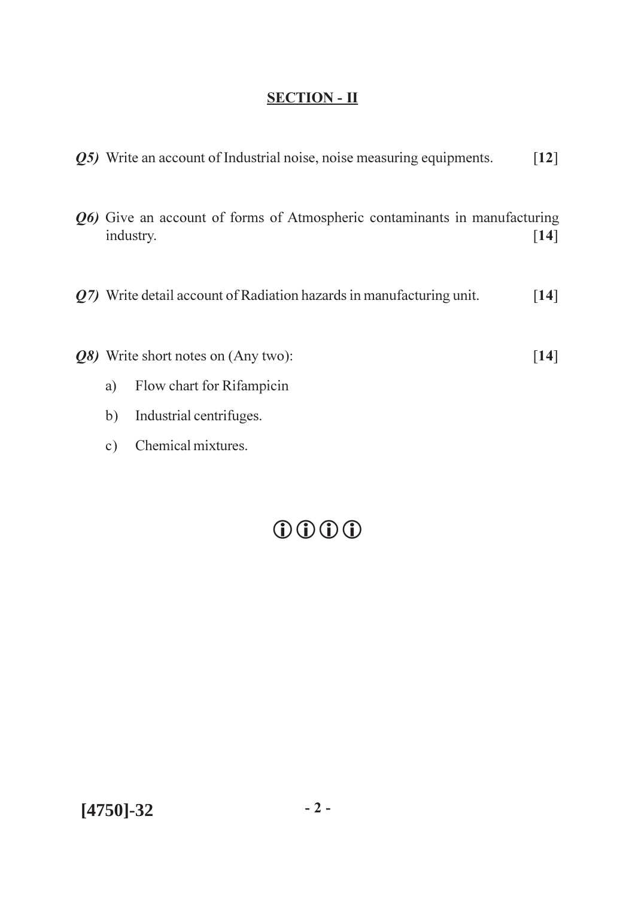## SECTION - II

***Q5)*** Write an account of Industrial noise, noise measuring equipments. [**12**]

***Q6)*** Give an account of forms of Atmospheric contaminants in manufacturing industry. [**14**]

***Q7)*** Write detail account of Radiation hazards in manufacturing unit. [**14**]

***Q8)*** Write short notes on (Any two): [**14**]

a) Flow chart for Rifampicin

b) Industrial centrifuges.

c) Chemical mixtures.

ⓘⓘⓘⓘ

**[4750]-32**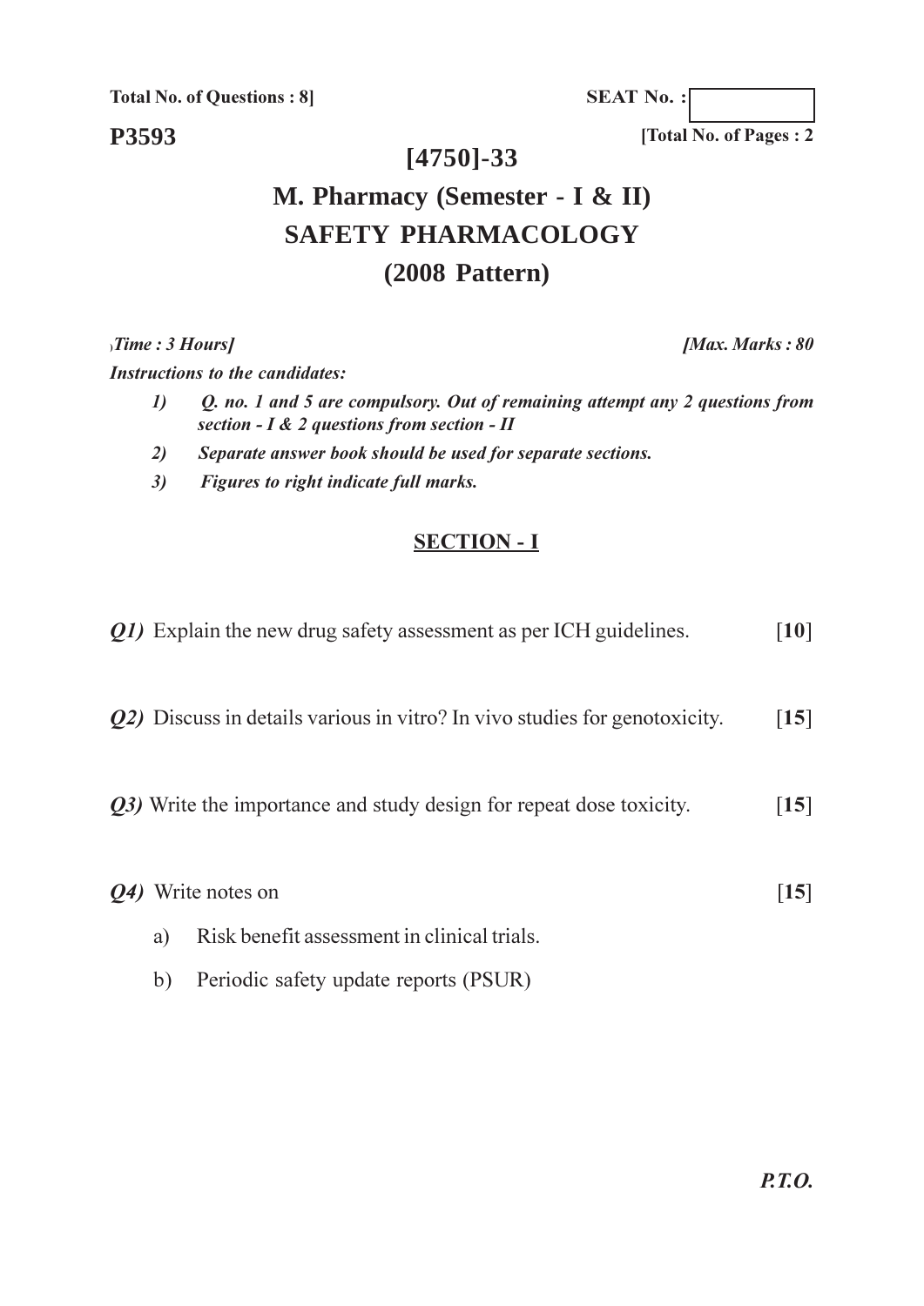**Total No. of Questions : 8]**

**SEAT No. :**

**P3593**

**[Total No. of Pages : 2**

# [4750]-33

# M. Pharmacy (Semester - I & II)

# SAFETY PHARMACOLOGY

# (2008 Pattern)

***Time : 3 Hours]*** ***[Max. Marks : 80***

***Instructions to the candidates:***

1) ***Q. no. 1 and 5 are compulsory. Out of remaining attempt any 2 questions from section - I & 2 questions from section - II***
2) ***Separate answer book should be used for separate sections.***
3) ***Figures to right indicate full marks.***

## SECTION - I

***Q1)*** Explain the new drug safety assessment as per ICH guidelines. [**10**]

***Q2)*** Discuss in details various in vitro? In vivo studies for genotoxicity. [**15**]

***Q3)*** Write the importance and study design for repeat dose toxicity. [**15**]

***Q4)*** Write notes on [**15**]

a) Risk benefit assessment in clinical trials.

b) Periodic safety update reports (PSUR)

***P.T.O.***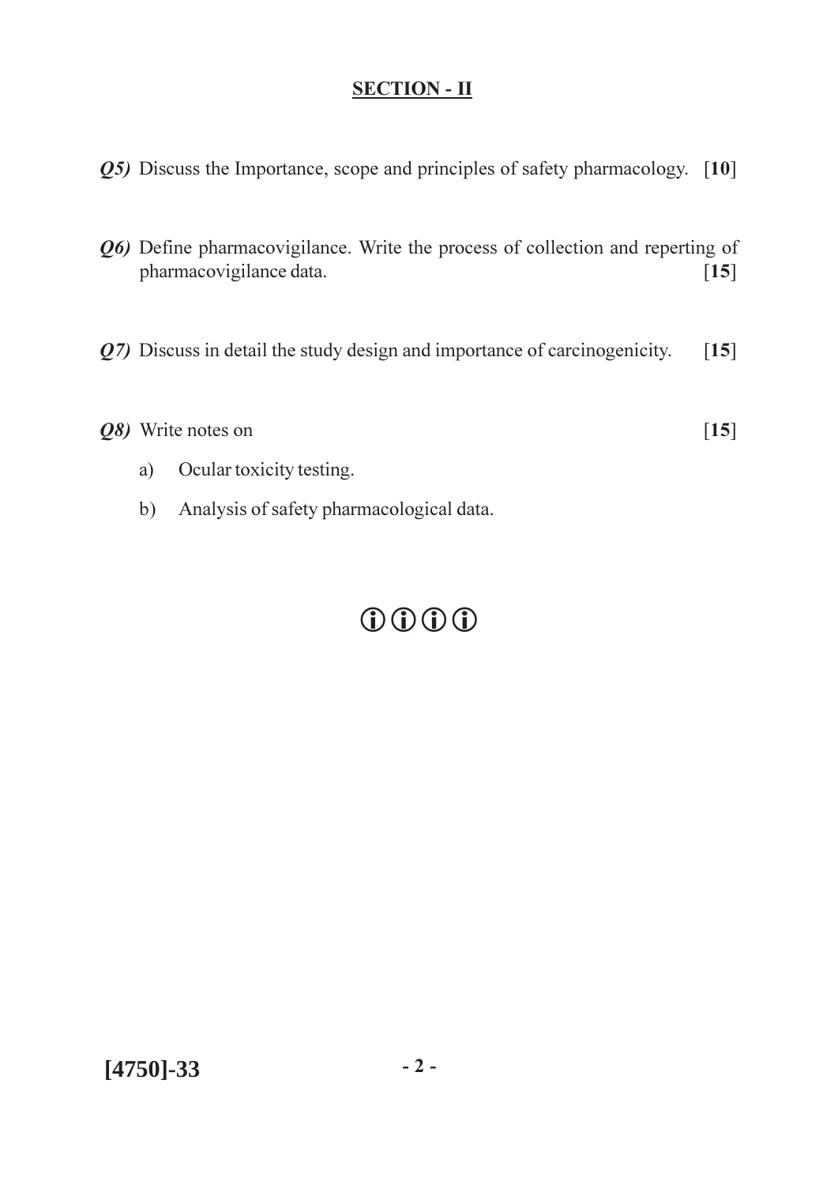## SECTION - II

***Q5)*** Discuss the Importance, scope and principles of safety pharmacology. [**10**]

***Q6)*** Define pharmacovigilance. Write the process of collection and reperting of pharmacovigilance data. [**15**]

***Q7)*** Discuss in detail the study design and importance of carcinogenicity. [**15**]

***Q8)*** Write notes on [**15**]

a) Ocular toxicity testing.

b) Analysis of safety pharmacological data.

ⓘⓘⓘⓘ

**[4750]-33**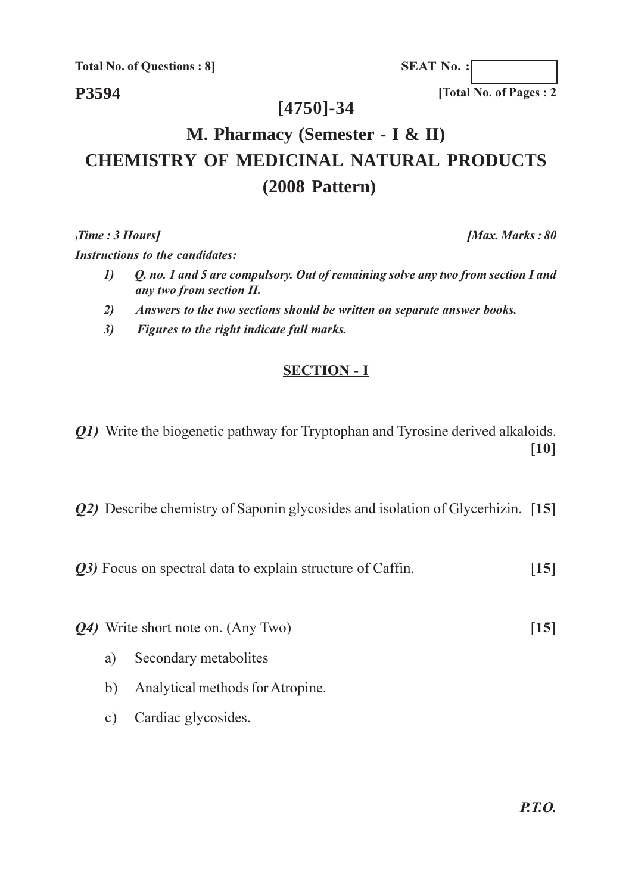**Total No. of Questions : 8]**

**SEAT No. :**

**P3594**

**[Total No. of Pages : 2**

# [4750]-34

# M. Pharmacy (Semester - I & II)
# CHEMISTRY OF MEDICINAL NATURAL PRODUCTS
# (2008 Pattern)

***Time : 3 Hours]*** ***[Max. Marks : 80***

***Instructions to the candidates:***

1) ***Q. no. 1 and 5 are compulsory. Out of remaining solve any two from section I and any two from section II.***
2) ***Answers to the two sections should be written on separate answer books.***
3) ***Figures to the right indicate full marks.***

## SECTION - I

***Q1)*** Write the biogenetic pathway for Tryptophan and Tyrosine derived alkaloids. [**10**]

***Q2)*** Describe chemistry of Saponin glycosides and isolation of Glycerhizin. [**15**]

***Q3)*** Focus on spectral data to explain structure of Caffin. [**15**]

***Q4)*** Write short note on. (Any Two) [**15**]

a) Secondary metabolites

b) Analytical methods for Atropine.

c) Cardiac glycosides.

***P.T.O.***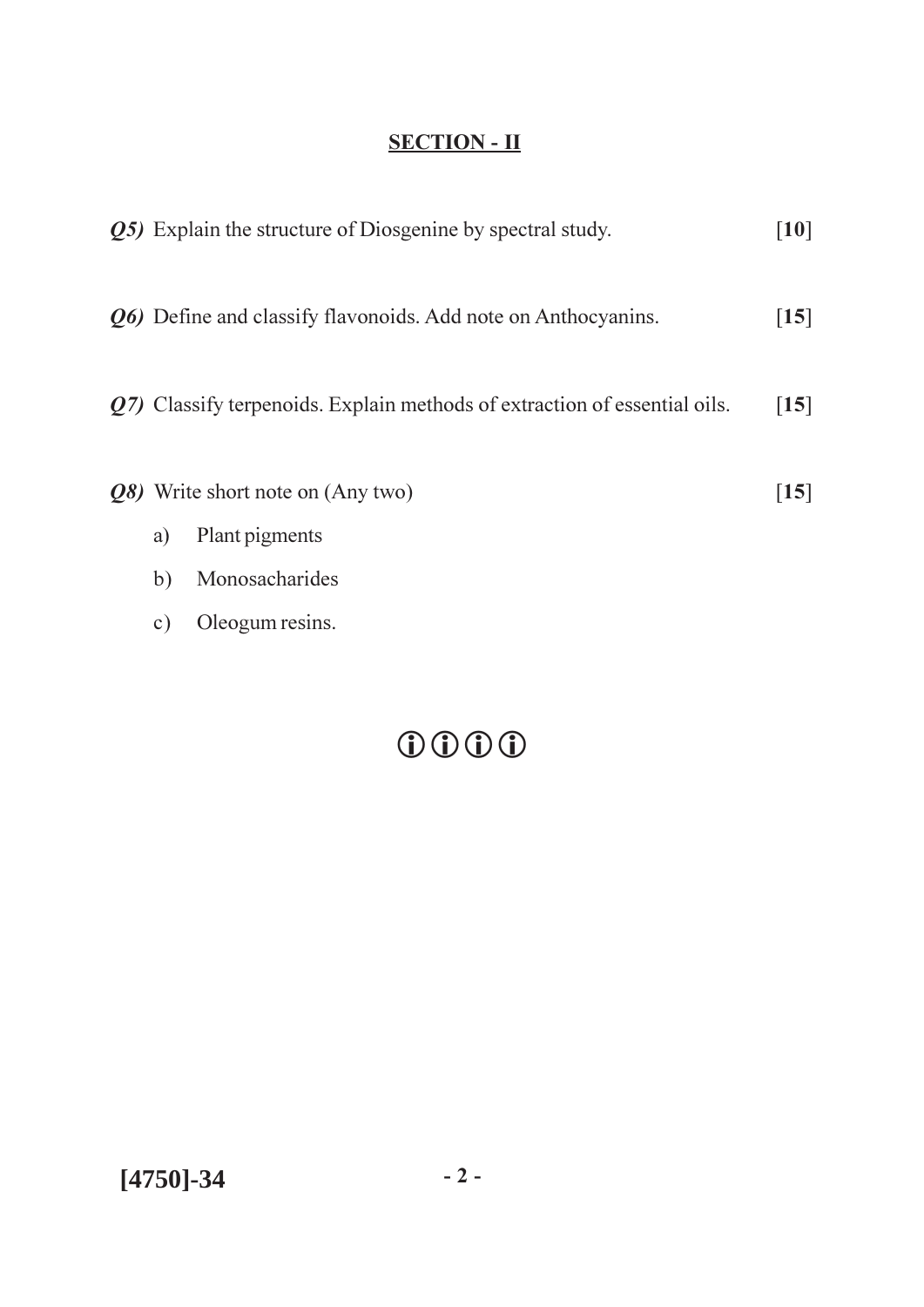## SECTION - II

***Q5)*** Explain the structure of Diosgenine by spectral study. [**10**]

***Q6)*** Define and classify flavonoids. Add note on Anthocyanins. [**15**]

***Q7)*** Classify terpenoids. Explain methods of extraction of essential oils. [**15**]

***Q8)*** Write short note on (Any two) [**15**]

a) Plant pigments

b) Monosacharides

c) Oleogum resins.

ⓘⓘⓘⓘ

**[4750]-34**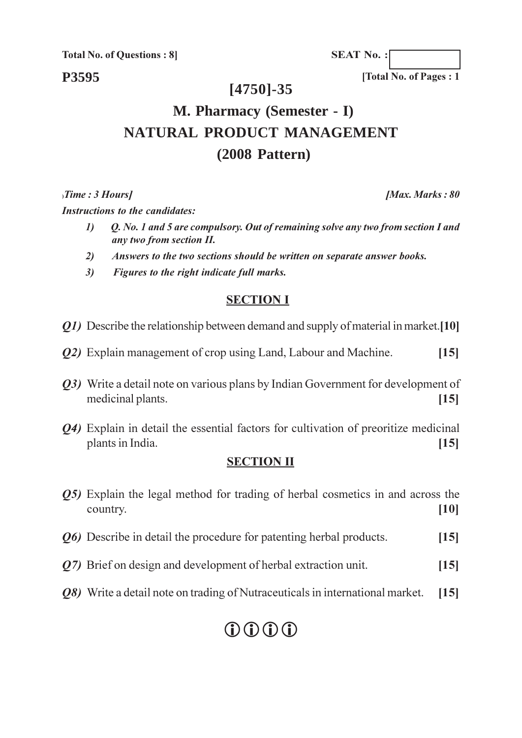**Total No. of Questions : 8]**

**SEAT No. :**

**P3595**

**[Total No. of Pages : 1**

# [4750]-35

# M. Pharmacy (Semester - I)
# NATURAL PRODUCT MANAGEMENT
# (2008 Pattern)

***Time : 3 Hours]*** ***[Max. Marks : 80***

***Instructions to the candidates:***

1) ***Q. No. 1 and 5 are compulsory. Out of remaining solve any two from section I and any two from section II.***
2) ***Answers to the two sections should be written on separate answer books.***
3) ***Figures to the right indicate full marks.***

## SECTION I

***Q1)*** Describe the relationship between demand and supply of material in market. **[10]**

***Q2)*** Explain management of crop using Land, Labour and Machine. **[15]**

***Q3)*** Write a detail note on various plans by Indian Government for development of medicinal plants. **[15]**

***Q4)*** Explain in detail the essential factors for cultivation of preoritize medicinal plants in India. **[15]**

## SECTION II

***Q5)*** Explain the legal method for trading of herbal cosmetics in and across the country. **[10]**

***Q6)*** Describe in detail the procedure for patenting herbal products. **[15]**

***Q7)*** Brief on design and development of herbal extraction unit. **[15]**

***Q8)*** Write a detail note on trading of Nutraceuticals in international market. **[15]**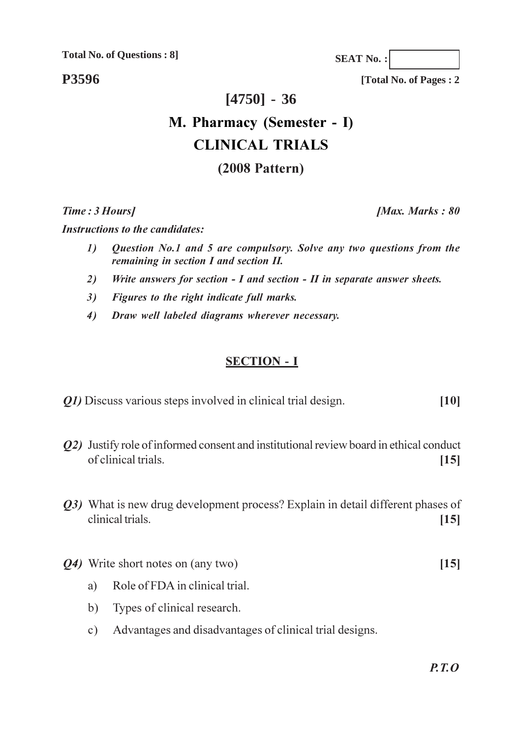**Total No. of Questions : 8]**

**SEAT No. :**

**P3596**

**[Total No. of Pages : 2**

# [4750] - 36

# M. Pharmacy (Semester - I)

# CLINICAL TRIALS

## (2008 Pattern)

***Time : 3 Hours]*** ***[Max. Marks : 80***

***Instructions to the candidates:***

1. ***Question No.1 and 5 are compulsory. Solve any two questions from the remaining in section I and section II.***
2. ***Write answers for section - I and section - II in separate answer sheets.***
3. ***Figures to the right indicate full marks.***
4. ***Draw well labeled diagrams wherever necessary.***

## SECTION - I

***Q1)*** Discuss various steps involved in clinical trial design. **[10]**

***Q2)*** Justify role of informed consent and institutional review board in ethical conduct of clinical trials. **[15]**

***Q3)*** What is new drug development process? Explain in detail different phases of clinical trials. **[15]**

***Q4)*** Write short notes on (any two) **[15]**

a) Role of FDA in clinical trial.

b) Types of clinical research.

c) Advantages and disadvantages of clinical trial designs.

***P.T.O***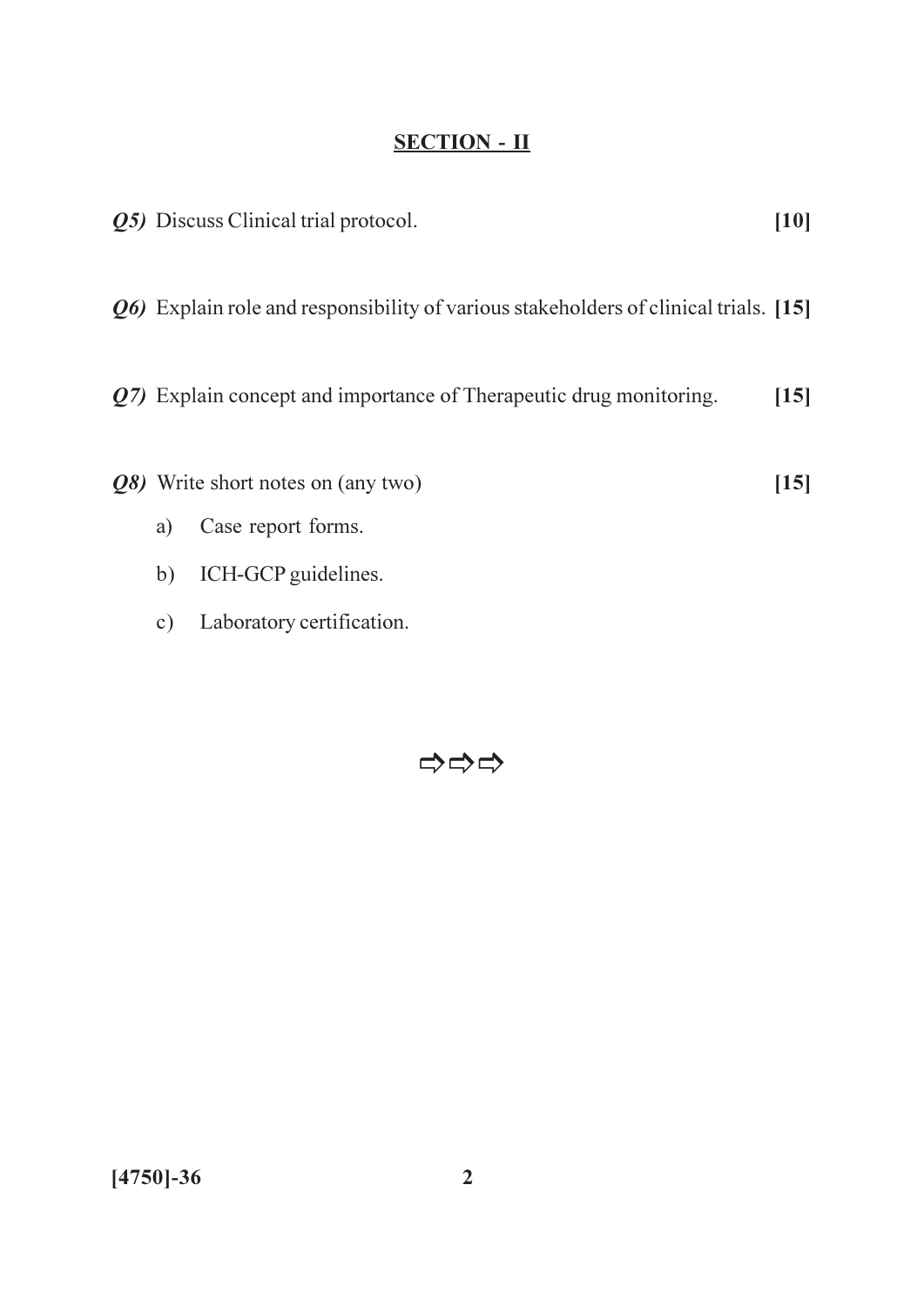## SECTION - II

***Q5)*** Discuss Clinical trial protocol. **[10]**

***Q6)*** Explain role and responsibility of various stakeholders of clinical trials. **[15]**

***Q7)*** Explain concept and importance of Therapeutic drug monitoring. **[15]**

***Q8)*** Write short notes on (any two) **[15]**

a) Case report forms.

b) ICH-GCP guidelines.

c) Laboratory certification.

⇨⇨⇨

**[4750]-36**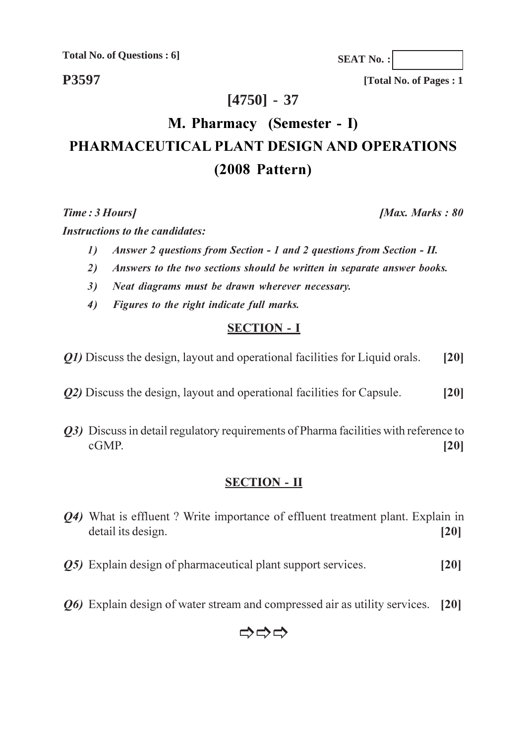Total No. of Questions : 6]

SEAT No. :

**P3597**

[Total No. of Pages : 1

# [4750] - 37

# M. Pharmacy (Semester - I)

# PHARMACEUTICAL PLANT DESIGN AND OPERATIONS

# (2008 Pattern)

*Time : 3 Hours]* *[Max. Marks : 80*

***Instructions to the candidates:***

1) *Answer 2 questions from Section - 1 and 2 questions from Section - II.*
2) *Answers to the two sections should be written in separate answer books.*
3) *Neat diagrams must be drawn wherever necessary.*
4) *Figures to the right indicate full marks.*

## SECTION - I

***Q1)*** Discuss the design, layout and operational facilities for Liquid orals. **[20]**

***Q2)*** Discuss the design, layout and operational facilities for Capsule. **[20]**

***Q3)*** Discuss in detail regulatory requirements of Pharma facilities with reference to cGMP. **[20]**

## SECTION - II

***Q4)*** What is effluent ? Write importance of effluent treatment plant. Explain in detail its design. **[20]**

***Q5)*** Explain design of pharmaceutical plant support services. **[20]**

***Q6)*** Explain design of water stream and compressed air as utility services. **[20]**

⇨⇨⇨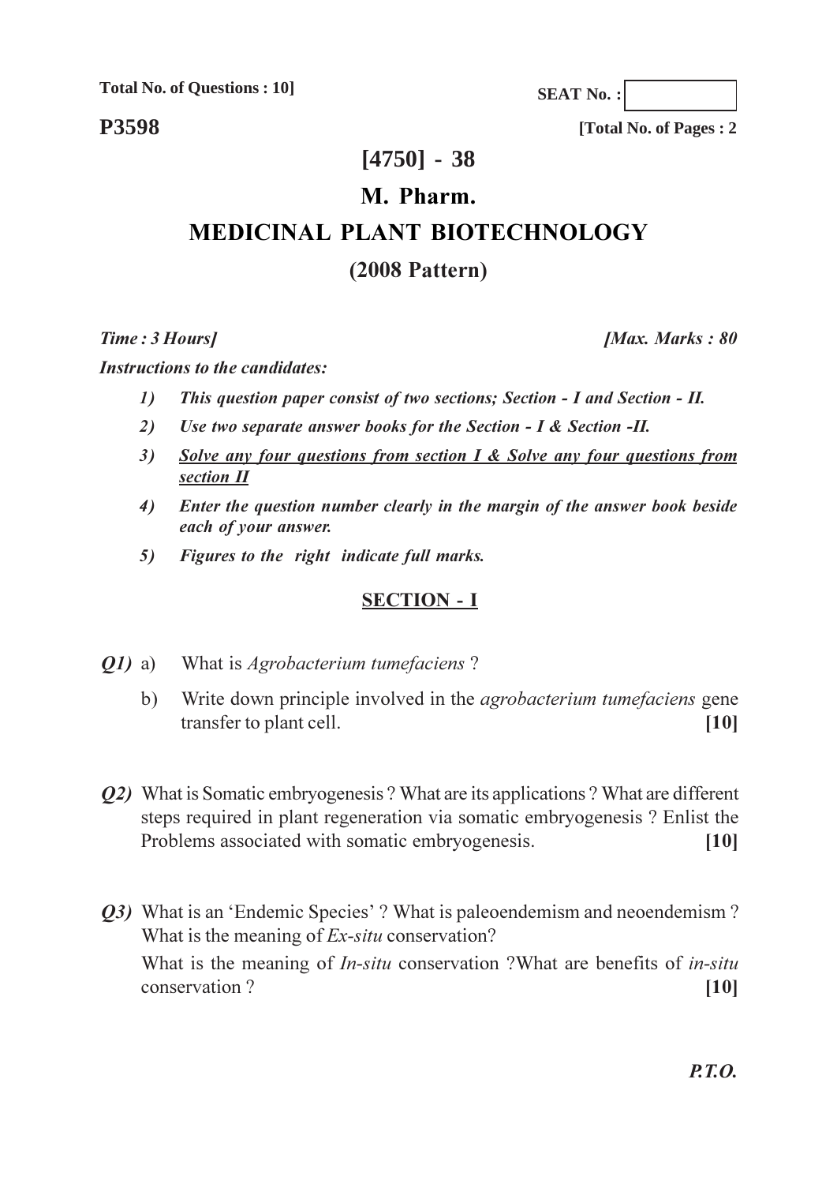**Total No. of Questions : 10]**

**SEAT No. :**

**P3598**

**[Total No. of Pages : 2**

# [4750] - 38

## M. Pharm.

## MEDICINAL PLANT BIOTECHNOLOGY

### (2008 Pattern)

***Time : 3 Hours]*** ***[Max. Marks : 80***

***Instructions to the candidates:***

1) *This question paper consist of two sections; Section - I and Section - II.*
2) *Use two separate answer books for the Section - I & Section -II.*
3) *Solve any four questions from section I & Solve any four questions from section II*
4) *Enter the question number clearly in the margin of the answer book beside each of your answer.*
5) *Figures to the right indicate full marks.*

## SECTION - I

***Q1)*** a) What is *Agrobacterium tumefaciens* ?

b) Write down principle involved in the *agrobacterium tumefaciens* gene transfer to plant cell. **[10]**

***Q2)*** What is Somatic embryogenesis ? What are its applications ? What are different steps required in plant regeneration via somatic embryogenesis ? Enlist the Problems associated with somatic embryogenesis. **[10]**

***Q3)*** What is an 'Endemic Species' ? What is paleoendemism and neoendemism ? What is the meaning of *Ex-situ* conservation?

What is the meaning of *In-situ* conservation ?What are benefits of *in-situ* conservation ? **[10]**

***P.T.O.***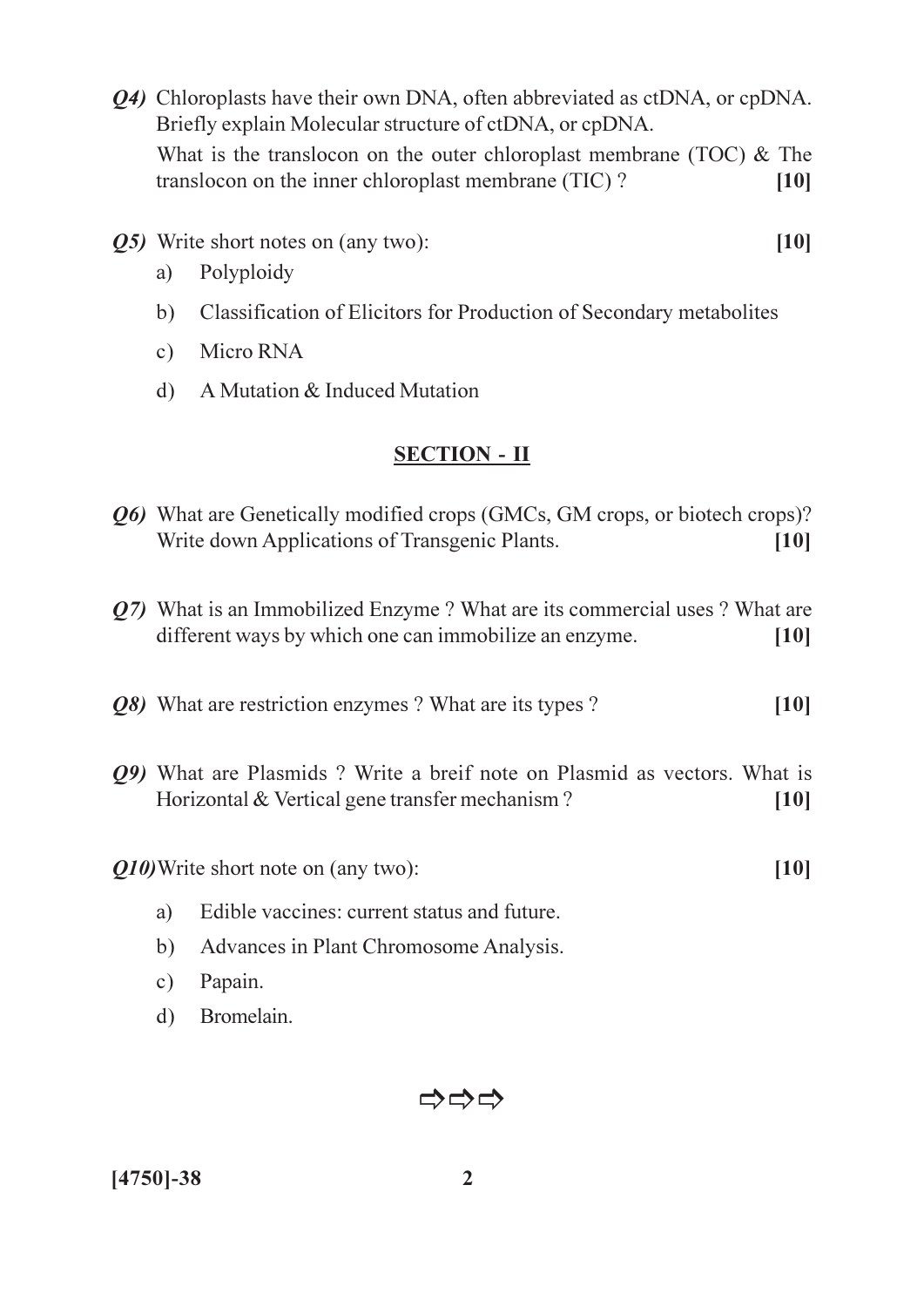*Q4)* Chloroplasts have their own DNA, often abbreviated as ctDNA, or cpDNA. Briefly explain Molecular structure of ctDNA, or cpDNA.

What is the translocon on the outer chloroplast membrane (TOC) & The translocon on the inner chloroplast membrane (TIC) ? **[10]**

*Q5)* Write short notes on (any two): **[10]**

a) Polyploidy

b) Classification of Elicitors for Production of Secondary metabolites

c) Micro RNA

d) A Mutation & Induced Mutation

## SECTION - II

*Q6)* What are Genetically modified crops (GMCs, GM crops, or biotech crops)? Write down Applications of Transgenic Plants. **[10]**

*Q7)* What is an Immobilized Enzyme ? What are its commercial uses ? What are different ways by which one can immobilize an enzyme. **[10]**

*Q8)* What are restriction enzymes ? What are its types ? **[10]**

*Q9)* What are Plasmids ? Write a breif note on Plasmid as vectors. What is Horizontal & Vertical gene transfer mechanism ? **[10]**

*Q10)* Write short note on (any two): **[10]**

a) Edible vaccines: current status and future.

b) Advances in Plant Chromosome Analysis.

c) Papain.

d) Bromelain.

⇨⇨⇨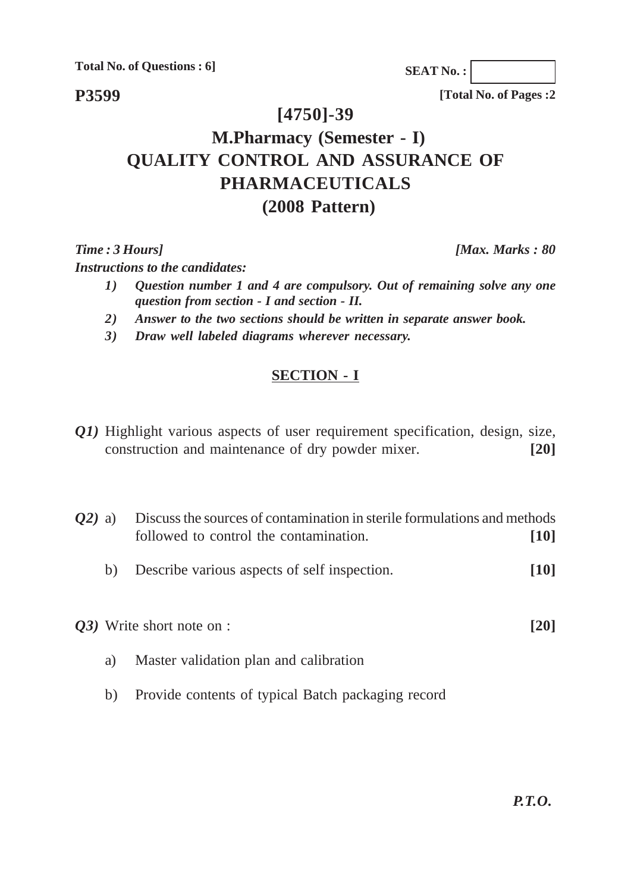**Total No. of Questions : 6]**

**SEAT No. :**

**P3599**

**[Total No. of Pages :2**

# [4750]-39

# M.Pharmacy (Semester - I)

# QUALITY CONTROL AND ASSURANCE OF PHARMACEUTICALS

# (2008 Pattern)

*Time : 3 Hours]* *[Max. Marks : 80*

***Instructions to the candidates:***

1) ***Question number 1 and 4 are compulsory. Out of remaining solve any one question from section - I and section - II.***
2) ***Answer to the two sections should be written in separate answer book.***
3) ***Draw well labeled diagrams wherever necessary.***

## SECTION - I

***Q1)*** Highlight various aspects of user requirement specification, design, size, construction and maintenance of dry powder mixer. **[20]**

***Q2)*** a) Discuss the sources of contamination in sterile formulations and methods followed to control the contamination. **[10]**

b) Describe various aspects of self inspection. **[10]**

***Q3)*** Write short note on : **[20]**

a) Master validation plan and calibration

b) Provide contents of typical Batch packaging record

***P.T.O.***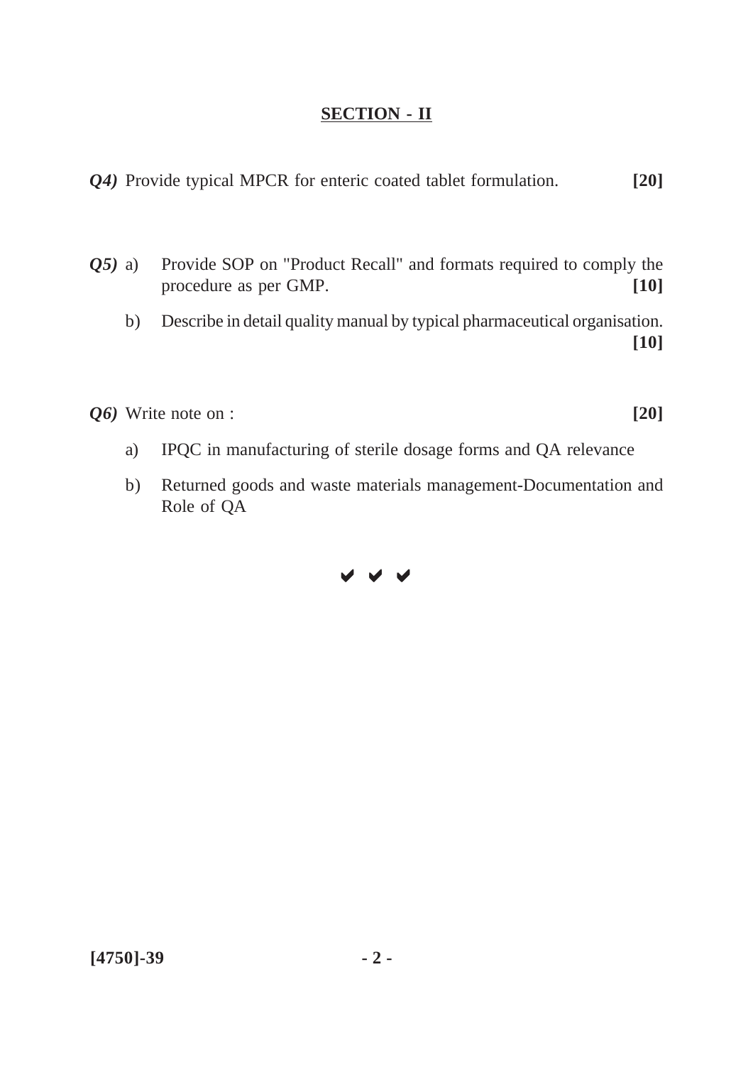## SECTION - II

***Q4)*** Provide typical MPCR for enteric coated tablet formulation. **[20]**

***Q5)*** a) Provide SOP on "Product Recall" and formats required to comply the procedure as per GMP. **[10]**

b) Describe in detail quality manual by typical pharmaceutical organisation. **[10]**

***Q6)*** Write note on : **[20]**

a) IPQC in manufacturing of sterile dosage forms and QA relevance

b) Returned goods and waste materials management-Documentation and Role of QA

✔ ✔ ✔

**[4750]-39**